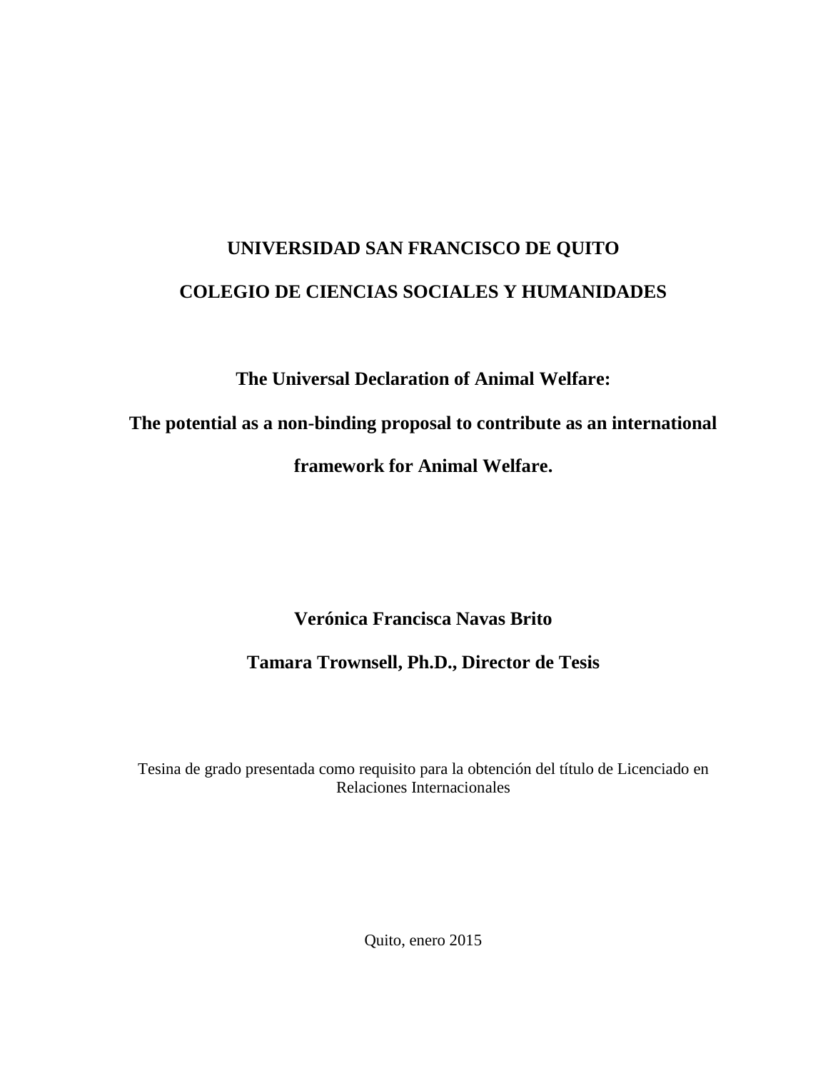**UNIVERSIDAD SAN FRANCISCO DE QUITO**

**COLEGIO DE CIENCIAS SOCIALES Y HUMANIDADES**

# The Universal Declaration of Animal Welfare:

# The potential as a non-binding proposal to contribute as an international framework for Animal Welfare.

**Verónica Francisca Navas Brito**

**Tamara Trownsell, Ph.D., Director de Tesis**

Tesina de grado presentada como requisito para la obtención del título de Licenciado en Relaciones Internacionales

Quito, enero 2015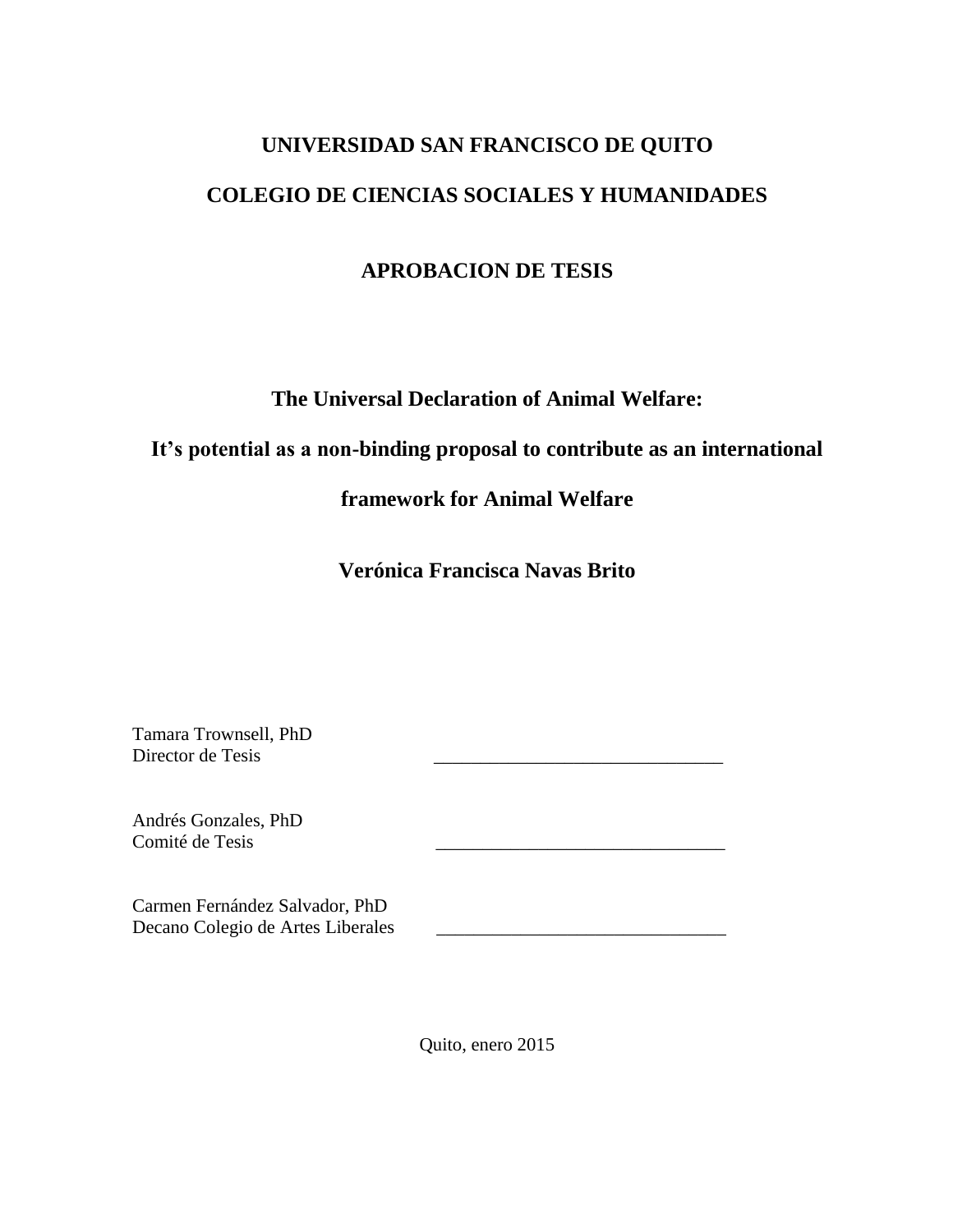**UNIVERSIDAD SAN FRANCISCO DE QUITO**

**COLEGIO DE CIENCIAS SOCIALES Y HUMANIDADES**

**APROBACION DE TESIS**

**The Universal Declaration of Animal Welfare:**

**It's potential as a non-binding proposal to contribute as an international framework for Animal Welfare**

**Verónica Francisca Navas Brito**

Tamara Trownsell, PhD
Director de Tesis ______________________________

Andrés Gonzales, PhD
Comité de Tesis ______________________________

Carmen Fernández Salvador, PhD
Decano Colegio de Artes Liberales ______________________________

Quito, enero 2015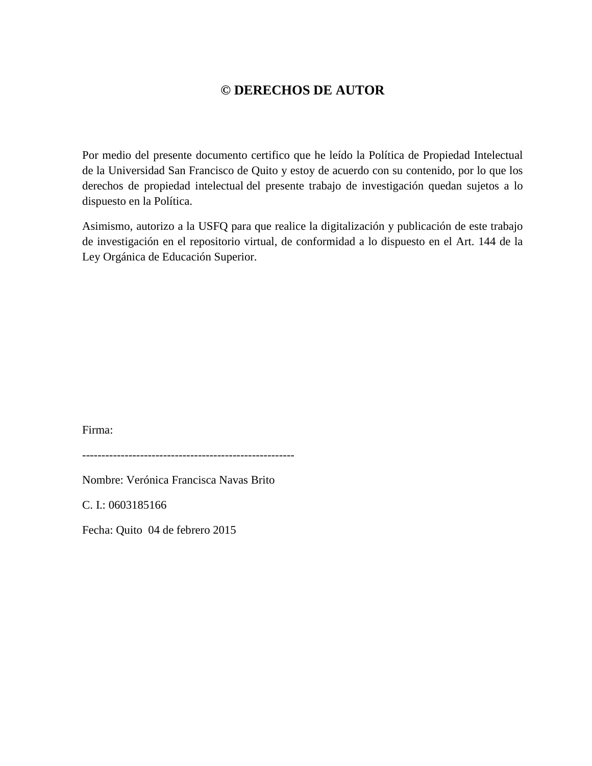# © DERECHOS DE AUTOR

Por medio del presente documento certifico que he leído la Política de Propiedad Intelectual de la Universidad San Francisco de Quito y estoy de acuerdo con su contenido, por lo que los derechos de propiedad intelectual del presente trabajo de investigación quedan sujetos a lo dispuesto en la Política.

Asimismo, autorizo a la USFQ para que realice la digitalización y publicación de este trabajo de investigación en el repositorio virtual, de conformidad a lo dispuesto en el Art. 144 de la Ley Orgánica de Educación Superior.

Firma:

-------------------------------------------------------

Nombre: Verónica Francisca Navas Brito

C. I.: 0603185166

Fecha: Quito 04 de febrero 2015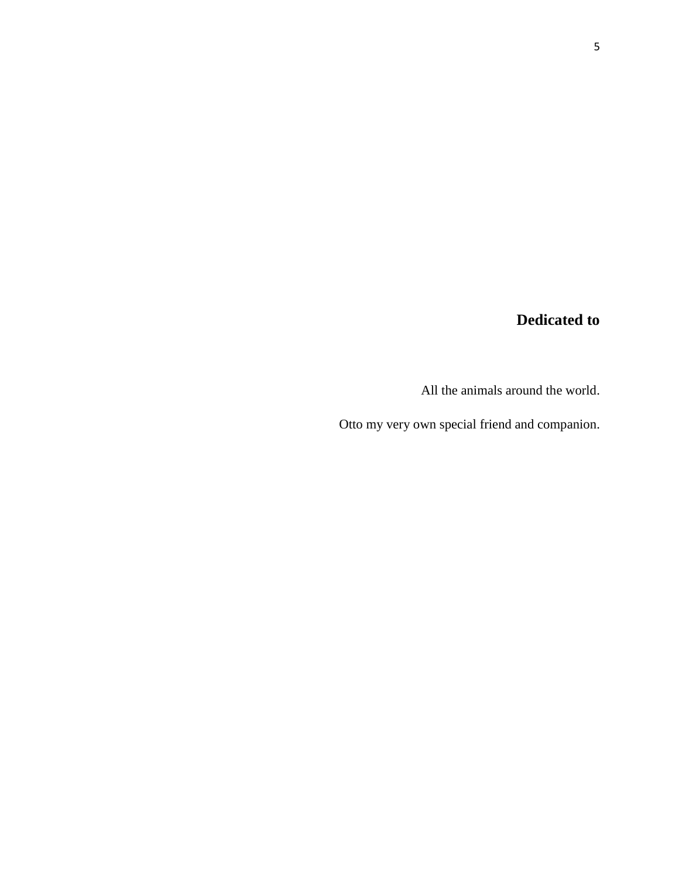## Dedicated to

All the animals around the world.

Otto my very own special friend and companion.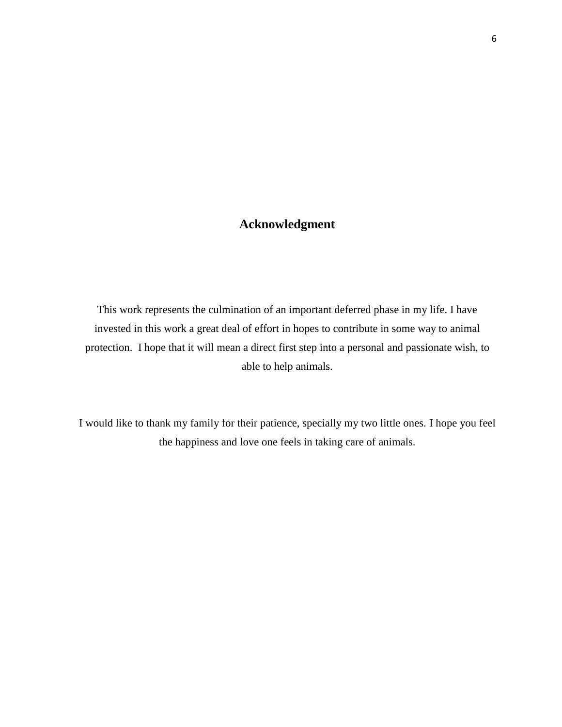# Acknowledgment

This work represents the culmination of an important deferred phase in my life. I have invested in this work a great deal of effort in hopes to contribute in some way to animal protection. I hope that it will mean a direct first step into a personal and passionate wish, to able to help animals.

I would like to thank my family for their patience, specially my two little ones. I hope you feel the happiness and love one feels in taking care of animals.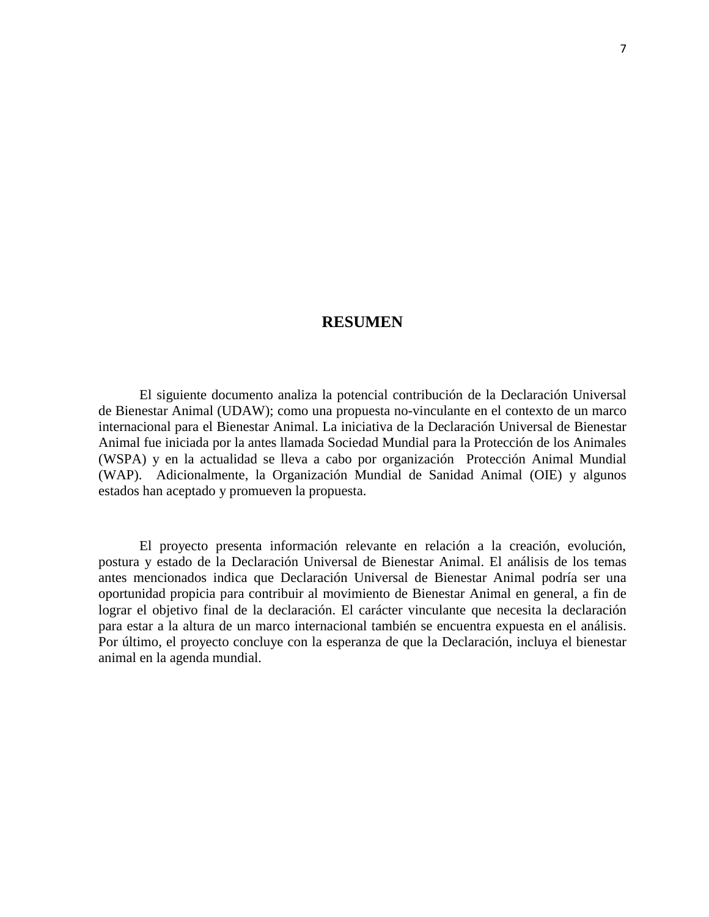# RESUMEN

El siguiente documento analiza la potencial contribución de la Declaración Universal de Bienestar Animal (UDAW); como una propuesta no-vinculante en el contexto de un marco internacional para el Bienestar Animal. La iniciativa de la Declaración Universal de Bienestar Animal fue iniciada por la antes llamada Sociedad Mundial para la Protección de los Animales (WSPA) y en la actualidad se lleva a cabo por organización Protección Animal Mundial (WAP). Adicionalmente, la Organización Mundial de Sanidad Animal (OIE) y algunos estados han aceptado y promueven la propuesta.

El proyecto presenta información relevante en relación a la creación, evolución, postura y estado de la Declaración Universal de Bienestar Animal. El análisis de los temas antes mencionados indica que Declaración Universal de Bienestar Animal podría ser una oportunidad propicia para contribuir al movimiento de Bienestar Animal en general, a fin de lograr el objetivo final de la declaración. El carácter vinculante que necesita la declaración para estar a la altura de un marco internacional también se encuentra expuesta en el análisis. Por último, el proyecto concluye con la esperanza de que la Declaración, incluya el bienestar animal en la agenda mundial.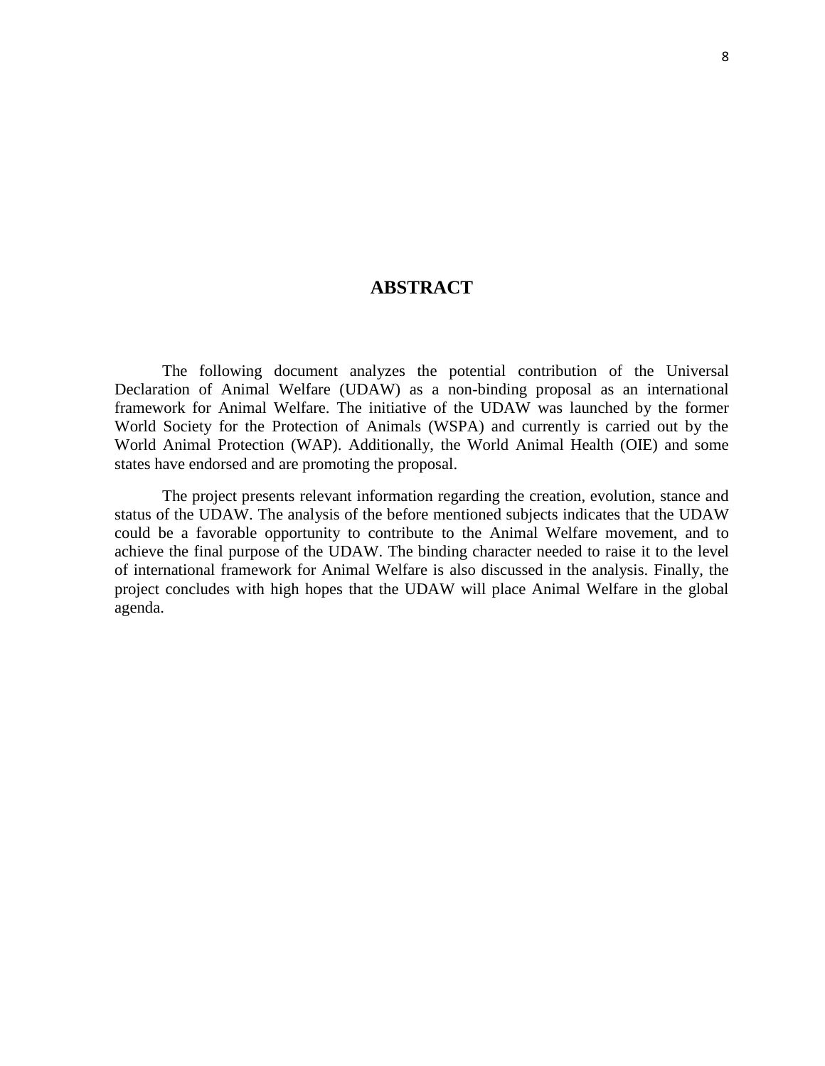# ABSTRACT

The following document analyzes the potential contribution of the Universal Declaration of Animal Welfare (UDAW) as a non-binding proposal as an international framework for Animal Welfare. The initiative of the UDAW was launched by the former World Society for the Protection of Animals (WSPA) and currently is carried out by the World Animal Protection (WAP). Additionally, the World Animal Health (OIE) and some states have endorsed and are promoting the proposal.

The project presents relevant information regarding the creation, evolution, stance and status of the UDAW. The analysis of the before mentioned subjects indicates that the UDAW could be a favorable opportunity to contribute to the Animal Welfare movement, and to achieve the final purpose of the UDAW. The binding character needed to raise it to the level of international framework for Animal Welfare is also discussed in the analysis. Finally, the project concludes with high hopes that the UDAW will place Animal Welfare in the global agenda.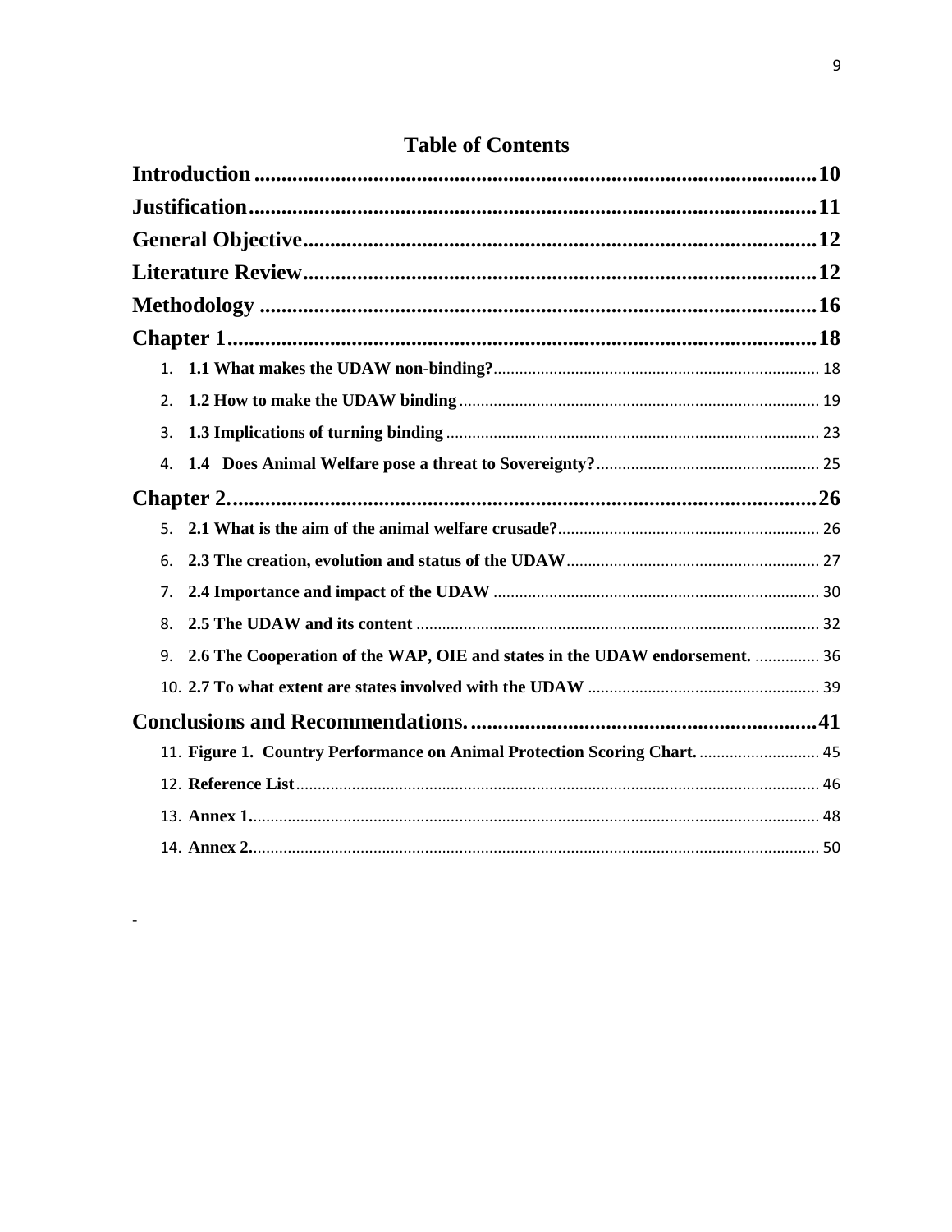# Table of Contents

**Introduction** ........................................................................................................ **10**

**Justification** ........................................................................................................ **11**

**General Objective** .............................................................................................. **12**

**Literature Review** ............................................................................................... **12**

**Methodology** ....................................................................................................... **16**

**Chapter 1** ............................................................................................................. **18**

1. **1.1 What makes the UDAW non-binding?** ........................................................... 18
2. **1.2 How to make the UDAW binding** .................................................................. 19
3. **1.3 Implications of turning binding** ...................................................................... 23
4. **1.4 Does Animal Welfare pose a threat to Sovereignty?** ....................................... 25

**Chapter 2.** ............................................................................................................ **26**

5. **2.1 What is the aim of the animal welfare crusade?** ............................................. 26
6. **2.3 The creation, evolution and status of the UDAW** ........................................... 27
7. **2.4 Importance and impact of the UDAW** ............................................................ 30
8. **2.5 The UDAW and its content** ............................................................................. 32
9. **2.6 The Cooperation of the WAP, OIE and states in the UDAW endorsement.** ............... 36
10. **2.7 To what extent are states involved with the UDAW** ...................................... 39

**Conclusions and Recommendations.** ................................................................ **41**

11. **Figure 1. Country Performance on Animal Protection Scoring Chart.** ............................ 45
12. **Reference List** ..................................................................................................... 46
13. **Annex 1.** ................................................................................................................ 48
14. **Annex 2.** ................................................................................................................ 50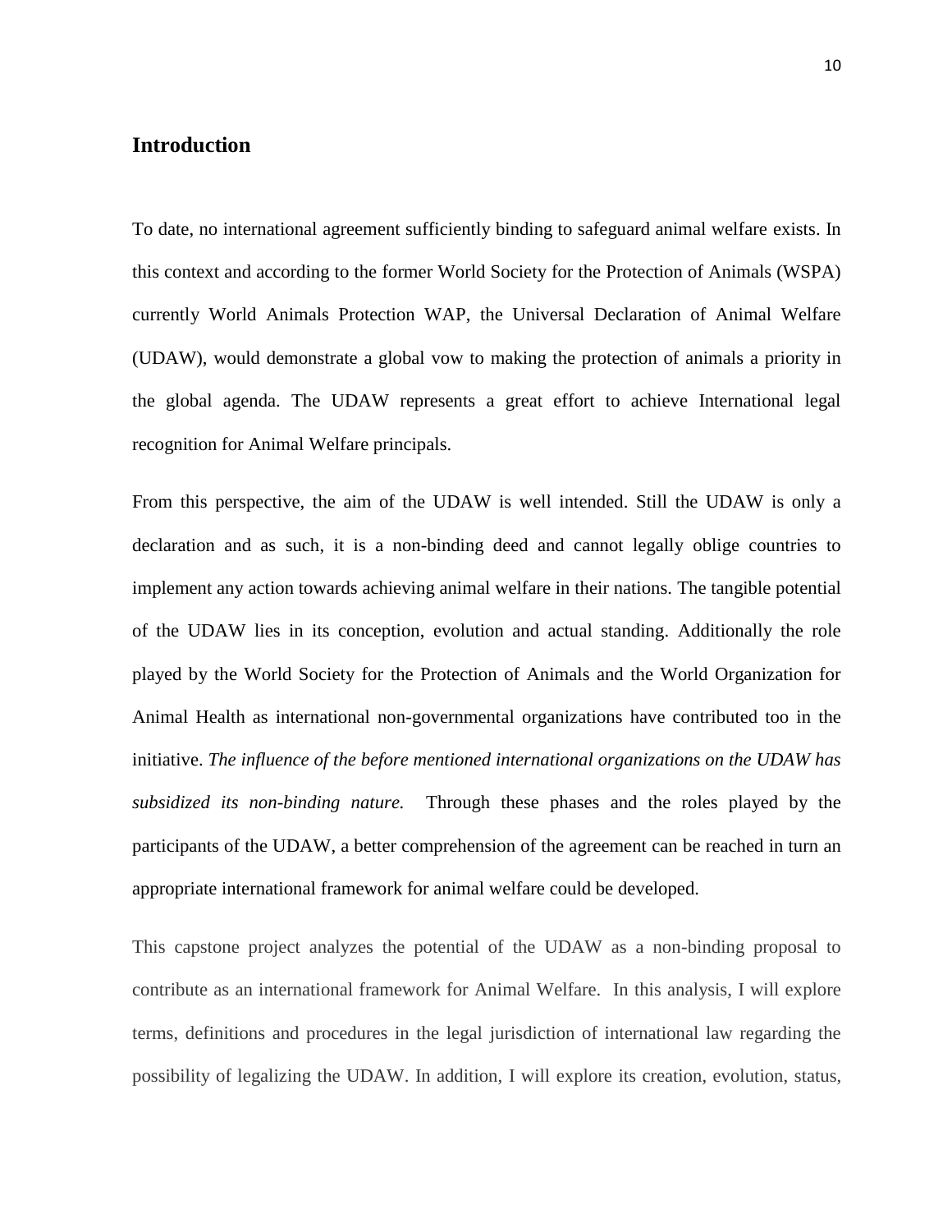## Introduction

To date, no international agreement sufficiently binding to safeguard animal welfare exists. In this context and according to the former World Society for the Protection of Animals (WSPA) currently World Animals Protection WAP, the Universal Declaration of Animal Welfare (UDAW), would demonstrate a global vow to making the protection of animals a priority in the global agenda. The UDAW represents a great effort to achieve International legal recognition for Animal Welfare principals.

From this perspective, the aim of the UDAW is well intended. Still the UDAW is only a declaration and as such, it is a non-binding deed and cannot legally oblige countries to implement any action towards achieving animal welfare in their nations. The tangible potential of the UDAW lies in its conception, evolution and actual standing. Additionally the role played by the World Society for the Protection of Animals and the World Organization for Animal Health as international non-governmental organizations have contributed too in the initiative. *The influence of the before mentioned international organizations on the UDAW has subsidized its non-binding nature.* Through these phases and the roles played by the participants of the UDAW, a better comprehension of the agreement can be reached in turn an appropriate international framework for animal welfare could be developed.

This capstone project analyzes the potential of the UDAW as a non-binding proposal to contribute as an international framework for Animal Welfare. In this analysis, I will explore terms, definitions and procedures in the legal jurisdiction of international law regarding the possibility of legalizing the UDAW. In addition, I will explore its creation, evolution, status,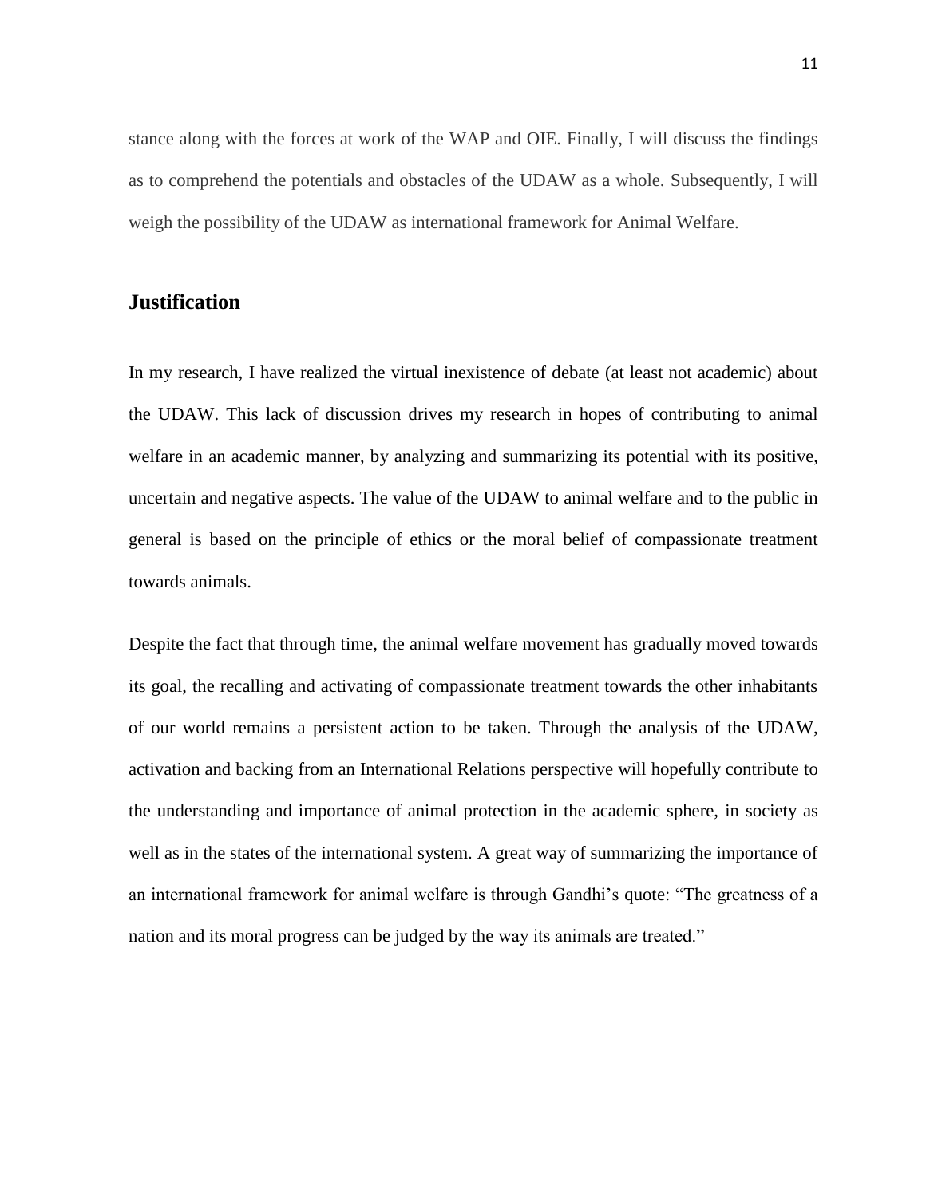stance along with the forces at work of the WAP and OIE. Finally, I will discuss the findings as to comprehend the potentials and obstacles of the UDAW as a whole. Subsequently, I will weigh the possibility of the UDAW as international framework for Animal Welfare.

## Justification

In my research, I have realized the virtual inexistence of debate (at least not academic) about the UDAW. This lack of discussion drives my research in hopes of contributing to animal welfare in an academic manner, by analyzing and summarizing its potential with its positive, uncertain and negative aspects. The value of the UDAW to animal welfare and to the public in general is based on the principle of ethics or the moral belief of compassionate treatment towards animals.

Despite the fact that through time, the animal welfare movement has gradually moved towards its goal, the recalling and activating of compassionate treatment towards the other inhabitants of our world remains a persistent action to be taken. Through the analysis of the UDAW, activation and backing from an International Relations perspective will hopefully contribute to the understanding and importance of animal protection in the academic sphere, in society as well as in the states of the international system. A great way of summarizing the importance of an international framework for animal welfare is through Gandhi's quote: "The greatness of a nation and its moral progress can be judged by the way its animals are treated."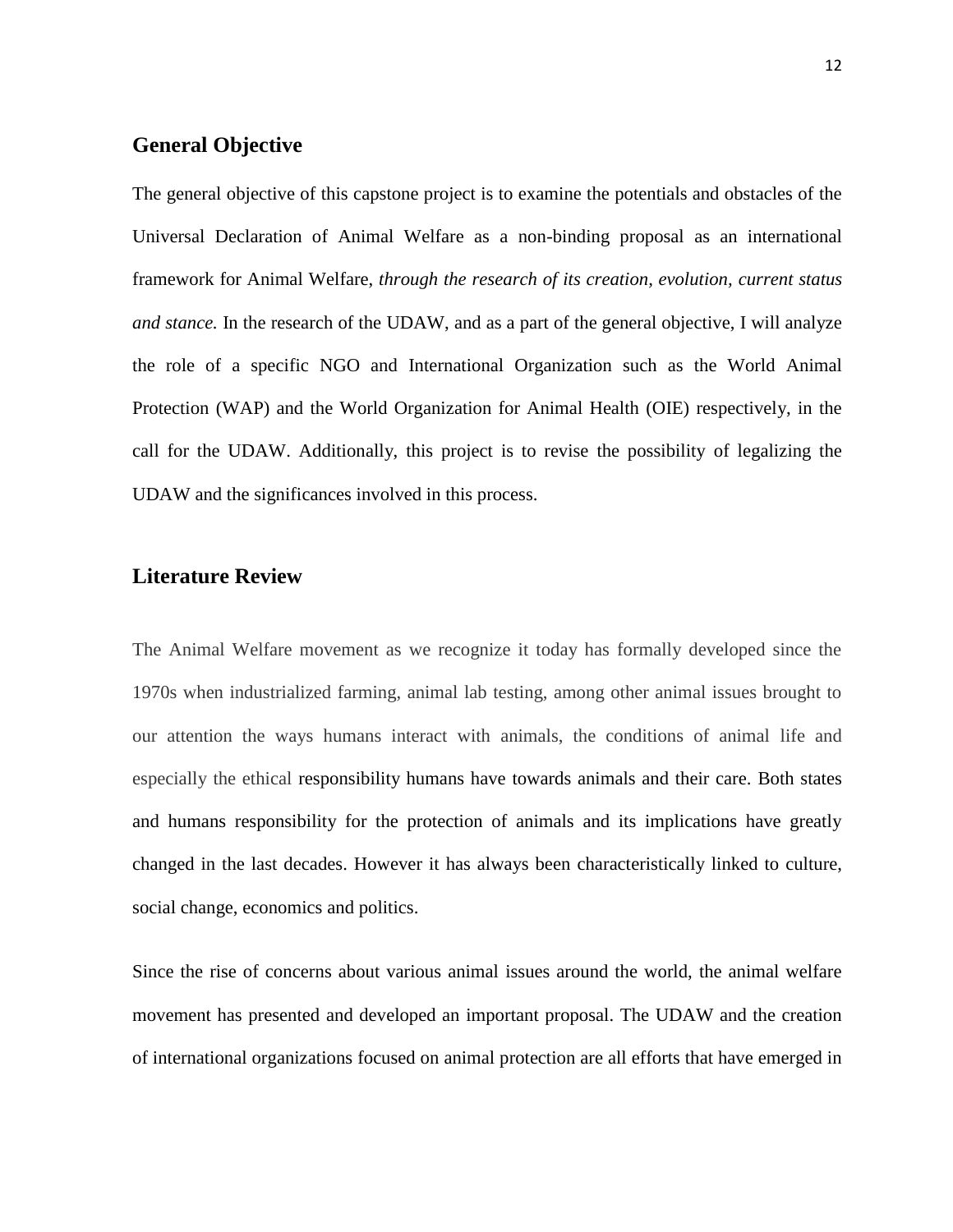## General Objective

The general objective of this capstone project is to examine the potentials and obstacles of the Universal Declaration of Animal Welfare as a non-binding proposal as an international framework for Animal Welfare, *through the research of its creation, evolution, current status and stance.* In the research of the UDAW, and as a part of the general objective, I will analyze the role of a specific NGO and International Organization such as the World Animal Protection (WAP) and the World Organization for Animal Health (OIE) respectively, in the call for the UDAW. Additionally, this project is to revise the possibility of legalizing the UDAW and the significances involved in this process.

## Literature Review

The Animal Welfare movement as we recognize it today has formally developed since the 1970s when industrialized farming, animal lab testing, among other animal issues brought to our attention the ways humans interact with animals, the conditions of animal life and especially the ethical responsibility humans have towards animals and their care. Both states and humans responsibility for the protection of animals and its implications have greatly changed in the last decades. However it has always been characteristically linked to culture, social change, economics and politics.

Since the rise of concerns about various animal issues around the world, the animal welfare movement has presented and developed an important proposal. The UDAW and the creation of international organizations focused on animal protection are all efforts that have emerged in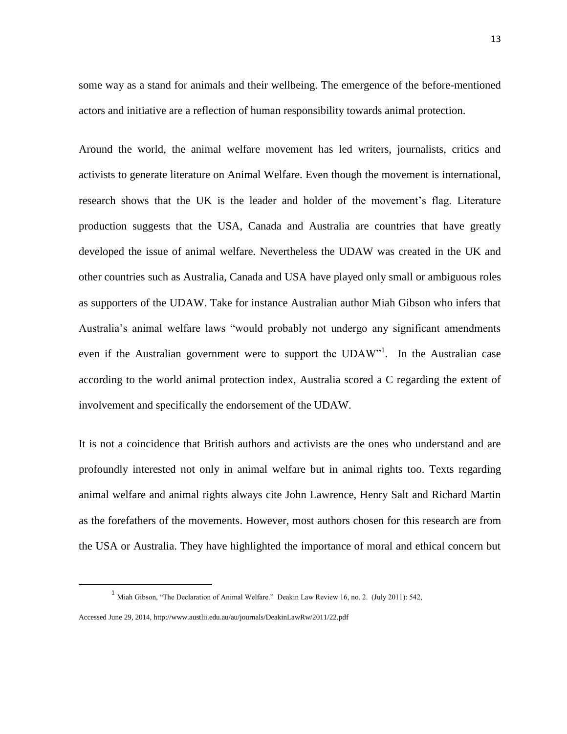some way as a stand for animals and their wellbeing. The emergence of the before-mentioned actors and initiative are a reflection of human responsibility towards animal protection.

Around the world, the animal welfare movement has led writers, journalists, critics and activists to generate literature on Animal Welfare. Even though the movement is international, research shows that the UK is the leader and holder of the movement's flag. Literature production suggests that the USA, Canada and Australia are countries that have greatly developed the issue of animal welfare. Nevertheless the UDAW was created in the UK and other countries such as Australia, Canada and USA have played only small or ambiguous roles as supporters of the UDAW. Take for instance Australian author Miah Gibson who infers that Australia's animal welfare laws "would probably not undergo any significant amendments even if the Australian government were to support the UDAW"[1]. In the Australian case according to the world animal protection index, Australia scored a C regarding the extent of involvement and specifically the endorsement of the UDAW.

It is not a coincidence that British authors and activists are the ones who understand and are profoundly interested not only in animal welfare but in animal rights too. Texts regarding animal welfare and animal rights always cite John Lawrence, Henry Salt and Richard Martin as the forefathers of the movements. However, most authors chosen for this research are from the USA or Australia. They have highlighted the importance of moral and ethical concern but

---

[1] Miah Gibson, "The Declaration of Animal Welfare." Deakin Law Review 16, no. 2. (July 2011): 542, Accessed June 29, 2014, http://www.austlii.edu.au/au/journals/DeakinLawRw/2011/22.pdf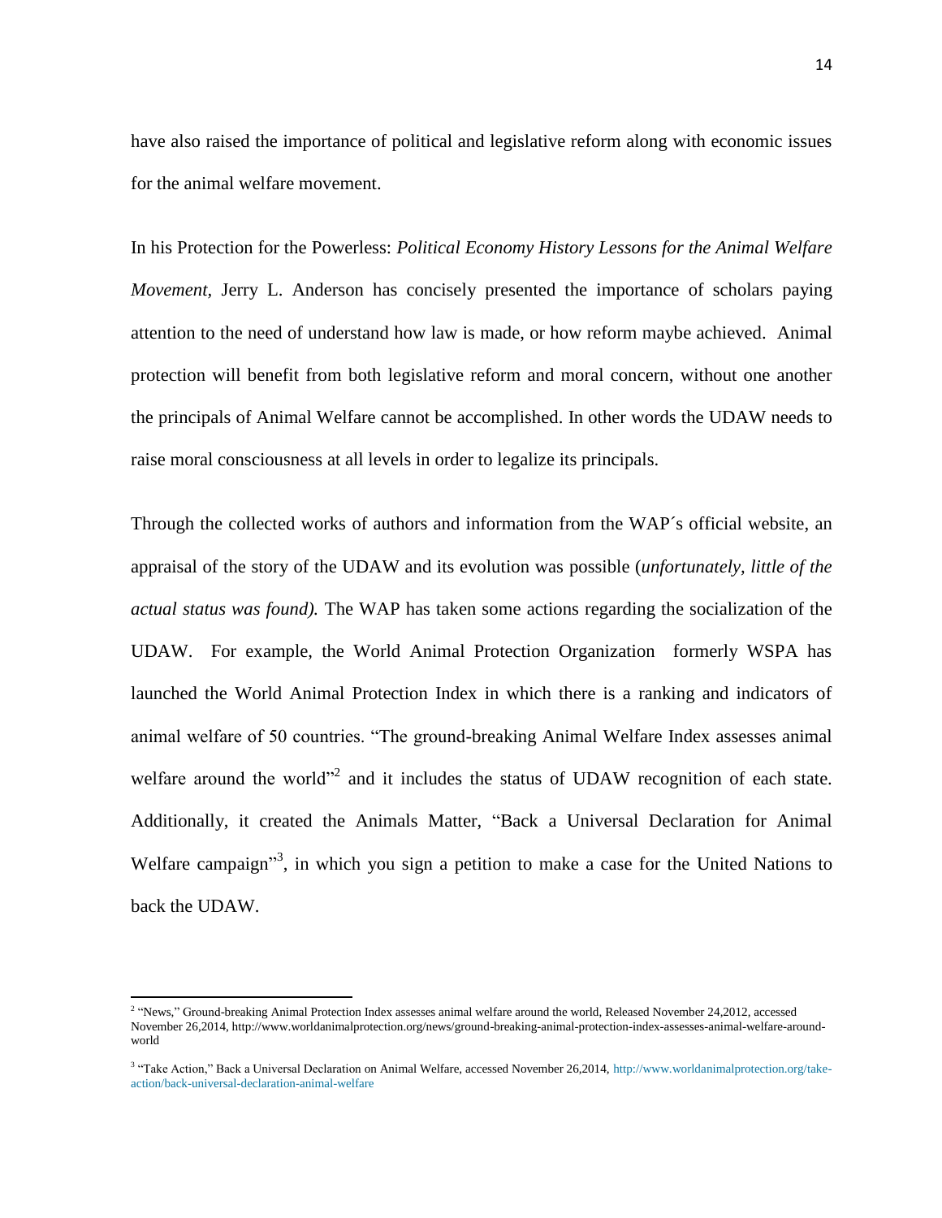have also raised the importance of political and legislative reform along with economic issues for the animal welfare movement.

In his Protection for the Powerless: *Political Economy History Lessons for the Animal Welfare Movement,* Jerry L. Anderson has concisely presented the importance of scholars paying attention to the need of understand how law is made, or how reform maybe achieved. Animal protection will benefit from both legislative reform and moral concern, without one another the principals of Animal Welfare cannot be accomplished. In other words the UDAW needs to raise moral consciousness at all levels in order to legalize its principals.

Through the collected works of authors and information from the WAP´s official website, an appraisal of the story of the UDAW and its evolution was possible (*unfortunately, little of the actual status was found).* The WAP has taken some actions regarding the socialization of the UDAW. For example, the World Animal Protection Organization formerly WSPA has launched the World Animal Protection Index in which there is a ranking and indicators of animal welfare of 50 countries. "The ground-breaking Animal Welfare Index assesses animal welfare around the world"[2] and it includes the status of UDAW recognition of each state. Additionally, it created the Animals Matter, "Back a Universal Declaration for Animal Welfare campaign"[3], in which you sign a petition to make a case for the United Nations to back the UDAW.

---

[2] "News," Ground-breaking Animal Protection Index assesses animal welfare around the world, Released November 24,2012, accessed November 26,2014, http://www.worldanimalprotection.org/news/ground-breaking-animal-protection-index-assesses-animal-welfare-around-world

[3] "Take Action," Back a Universal Declaration on Animal Welfare, accessed November 26,2014, http://www.worldanimalprotection.org/take-action/back-universal-declaration-animal-welfare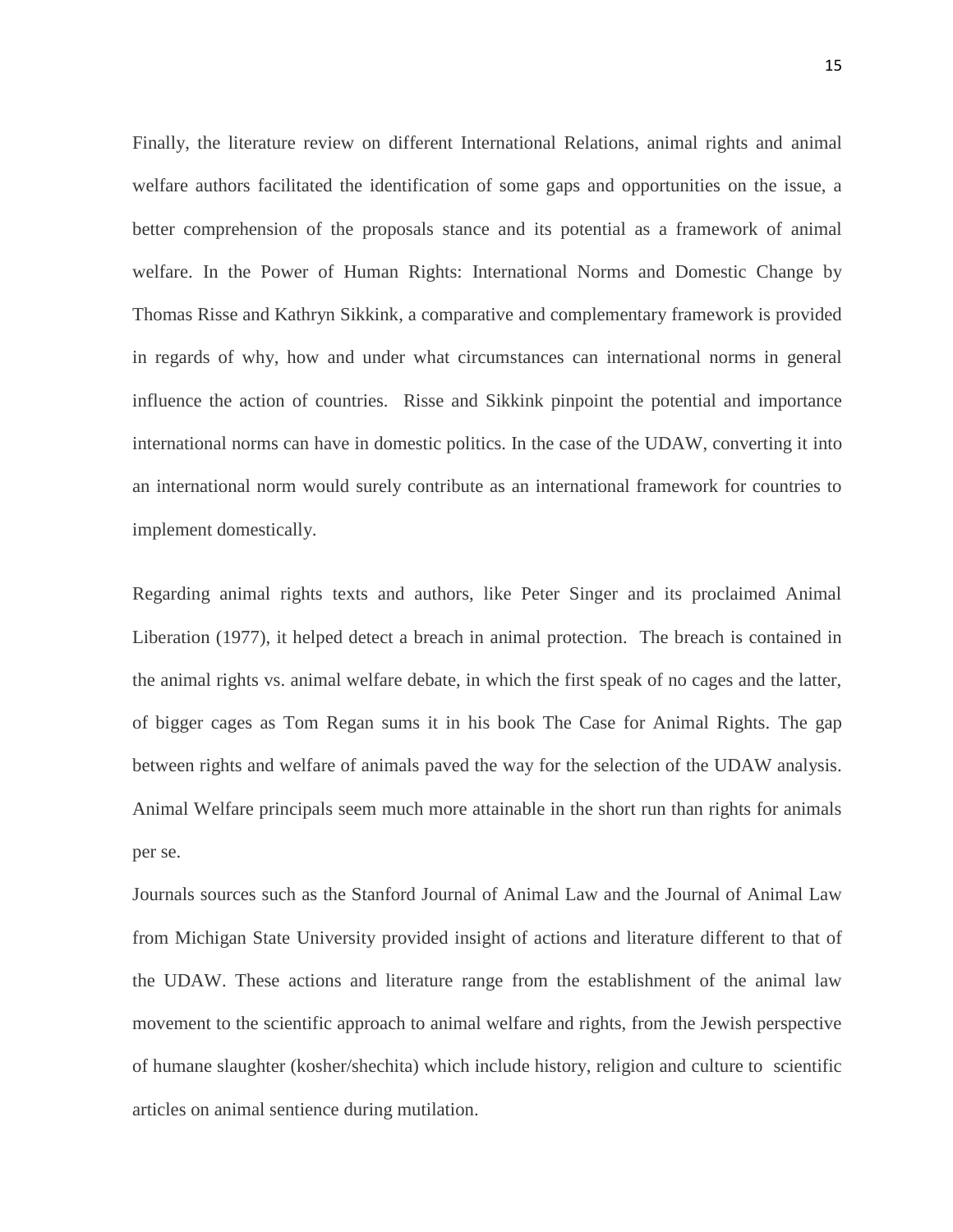Finally, the literature review on different International Relations, animal rights and animal welfare authors facilitated the identification of some gaps and opportunities on the issue, a better comprehension of the proposals stance and its potential as a framework of animal welfare. In the Power of Human Rights: International Norms and Domestic Change by Thomas Risse and Kathryn Sikkink, a comparative and complementary framework is provided in regards of why, how and under what circumstances can international norms in general influence the action of countries. Risse and Sikkink pinpoint the potential and importance international norms can have in domestic politics. In the case of the UDAW, converting it into an international norm would surely contribute as an international framework for countries to implement domestically.

Regarding animal rights texts and authors, like Peter Singer and its proclaimed Animal Liberation (1977), it helped detect a breach in animal protection. The breach is contained in the animal rights vs. animal welfare debate, in which the first speak of no cages and the latter, of bigger cages as Tom Regan sums it in his book The Case for Animal Rights. The gap between rights and welfare of animals paved the way for the selection of the UDAW analysis. Animal Welfare principals seem much more attainable in the short run than rights for animals per se.

Journals sources such as the Stanford Journal of Animal Law and the Journal of Animal Law from Michigan State University provided insight of actions and literature different to that of the UDAW. These actions and literature range from the establishment of the animal law movement to the scientific approach to animal welfare and rights, from the Jewish perspective of humane slaughter (kosher/shechita) which include history, religion and culture to scientific articles on animal sentience during mutilation.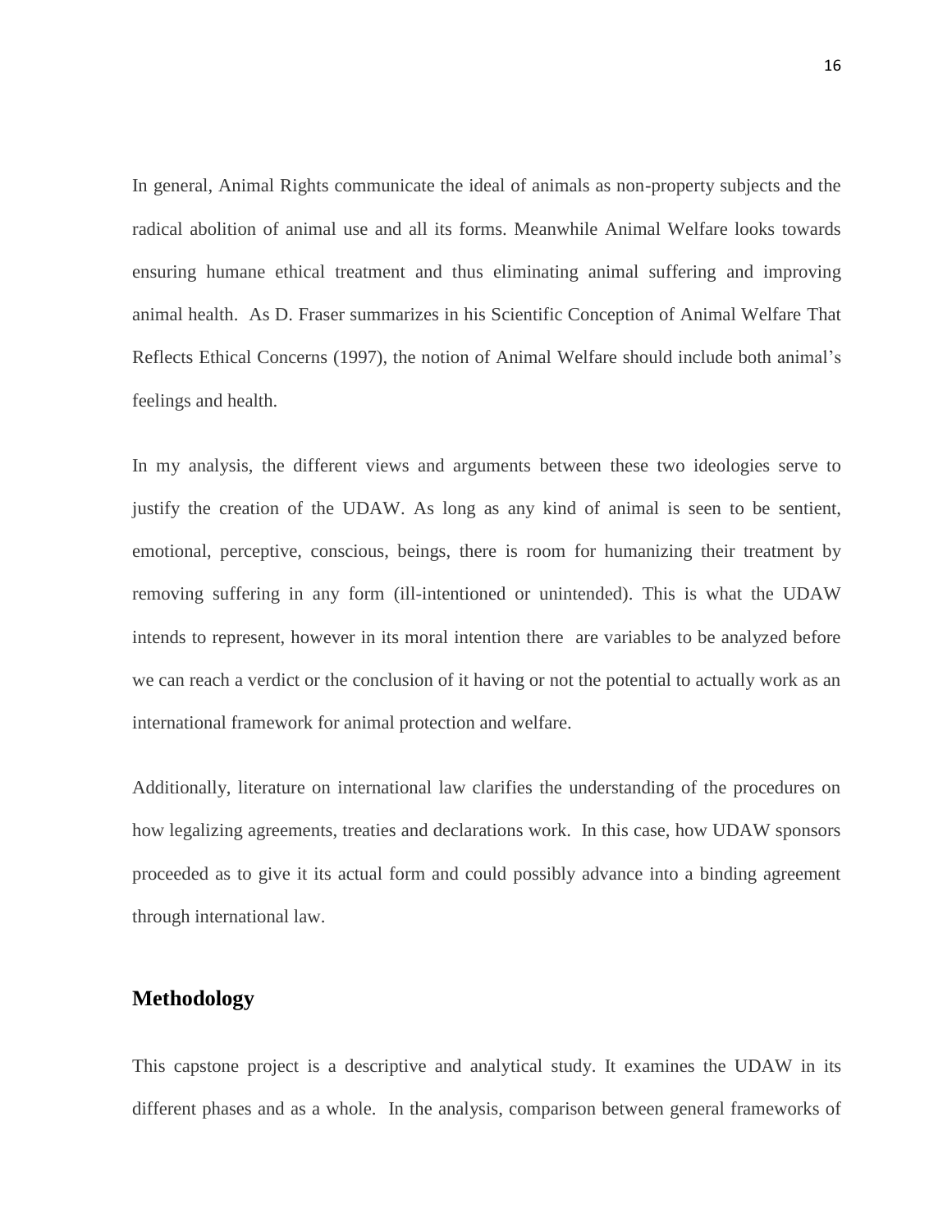In general, Animal Rights communicate the ideal of animals as non-property subjects and the radical abolition of animal use and all its forms. Meanwhile Animal Welfare looks towards ensuring humane ethical treatment and thus eliminating animal suffering and improving animal health. As D. Fraser summarizes in his Scientific Conception of Animal Welfare That Reflects Ethical Concerns (1997), the notion of Animal Welfare should include both animal's feelings and health.

In my analysis, the different views and arguments between these two ideologies serve to justify the creation of the UDAW. As long as any kind of animal is seen to be sentient, emotional, perceptive, conscious, beings, there is room for humanizing their treatment by removing suffering in any form (ill-intentioned or unintended). This is what the UDAW intends to represent, however in its moral intention there are variables to be analyzed before we can reach a verdict or the conclusion of it having or not the potential to actually work as an international framework for animal protection and welfare.

Additionally, literature on international law clarifies the understanding of the procedures on how legalizing agreements, treaties and declarations work. In this case, how UDAW sponsors proceeded as to give it its actual form and could possibly advance into a binding agreement through international law.

## Methodology

This capstone project is a descriptive and analytical study. It examines the UDAW in its different phases and as a whole. In the analysis, comparison between general frameworks of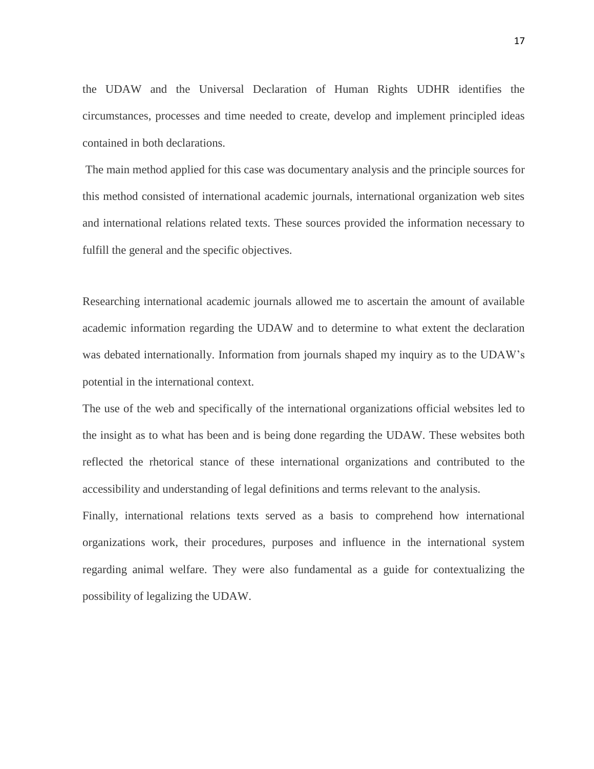the UDAW and the Universal Declaration of Human Rights UDHR identifies the circumstances, processes and time needed to create, develop and implement principled ideas contained in both declarations.

The main method applied for this case was documentary analysis and the principle sources for this method consisted of international academic journals, international organization web sites and international relations related texts. These sources provided the information necessary to fulfill the general and the specific objectives.

Researching international academic journals allowed me to ascertain the amount of available academic information regarding the UDAW and to determine to what extent the declaration was debated internationally. Information from journals shaped my inquiry as to the UDAW's potential in the international context.

The use of the web and specifically of the international organizations official websites led to the insight as to what has been and is being done regarding the UDAW. These websites both reflected the rhetorical stance of these international organizations and contributed to the accessibility and understanding of legal definitions and terms relevant to the analysis.

Finally, international relations texts served as a basis to comprehend how international organizations work, their procedures, purposes and influence in the international system regarding animal welfare. They were also fundamental as a guide for contextualizing the possibility of legalizing the UDAW.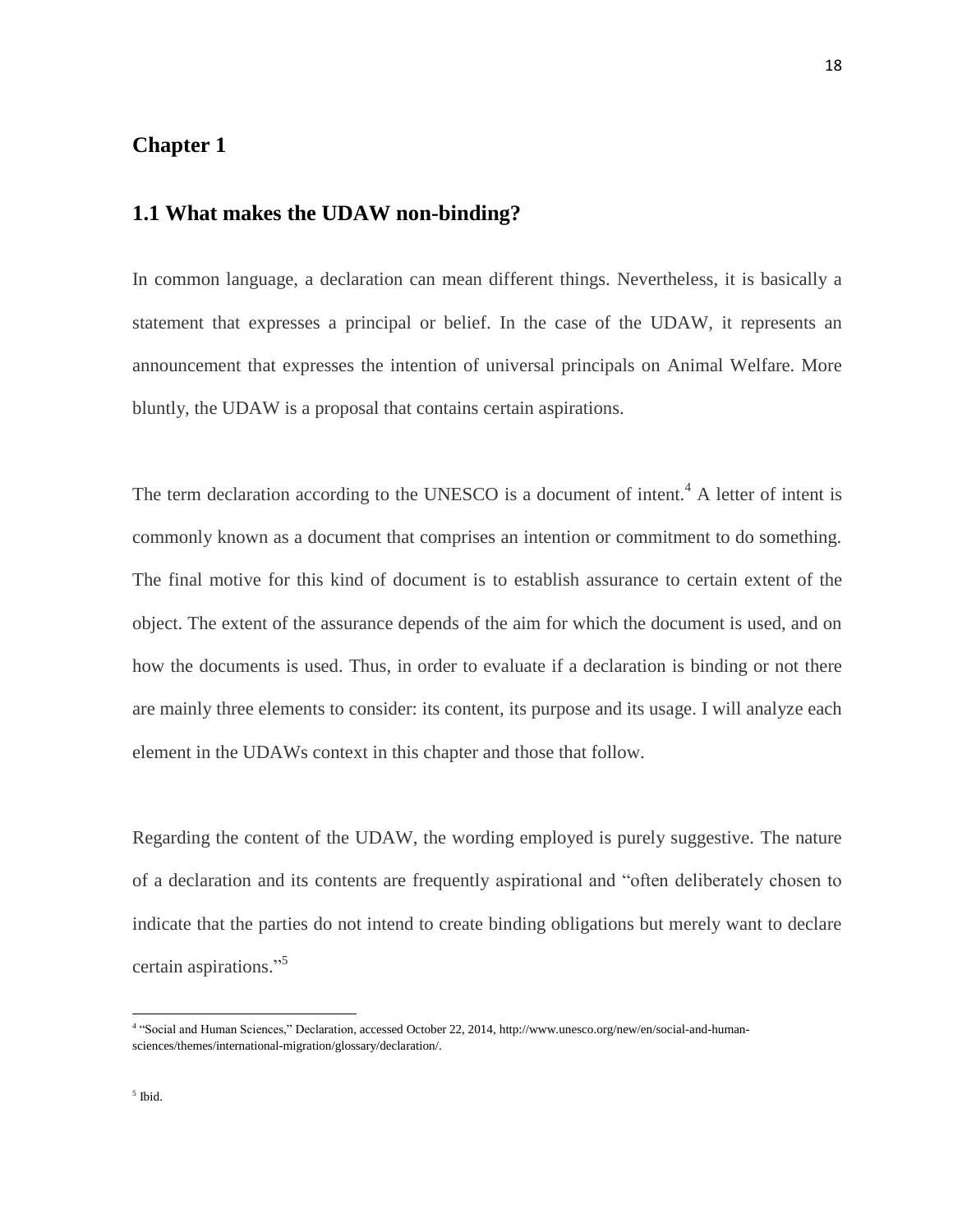# Chapter 1

## 1.1 What makes the UDAW non-binding?

In common language, a declaration can mean different things. Nevertheless, it is basically a statement that expresses a principal or belief. In the case of the UDAW, it represents an announcement that expresses the intention of universal principals on Animal Welfare. More bluntly, the UDAW is a proposal that contains certain aspirations.

The term declaration according to the UNESCO is a document of intent.[4] A letter of intent is commonly known as a document that comprises an intention or commitment to do something. The final motive for this kind of document is to establish assurance to certain extent of the object. The extent of the assurance depends of the aim for which the document is used, and on how the documents is used. Thus, in order to evaluate if a declaration is binding or not there are mainly three elements to consider: its content, its purpose and its usage. I will analyze each element in the UDAWs context in this chapter and those that follow.

Regarding the content of the UDAW, the wording employed is purely suggestive. The nature of a declaration and its contents are frequently aspirational and "often deliberately chosen to indicate that the parties do not intend to create binding obligations but merely want to declare certain aspirations."[5]

---

[4] "Social and Human Sciences," Declaration, accessed October 22, 2014, http://www.unesco.org/new/en/social-and-human-sciences/themes/international-migration/glossary/declaration/.

[5] Ibid.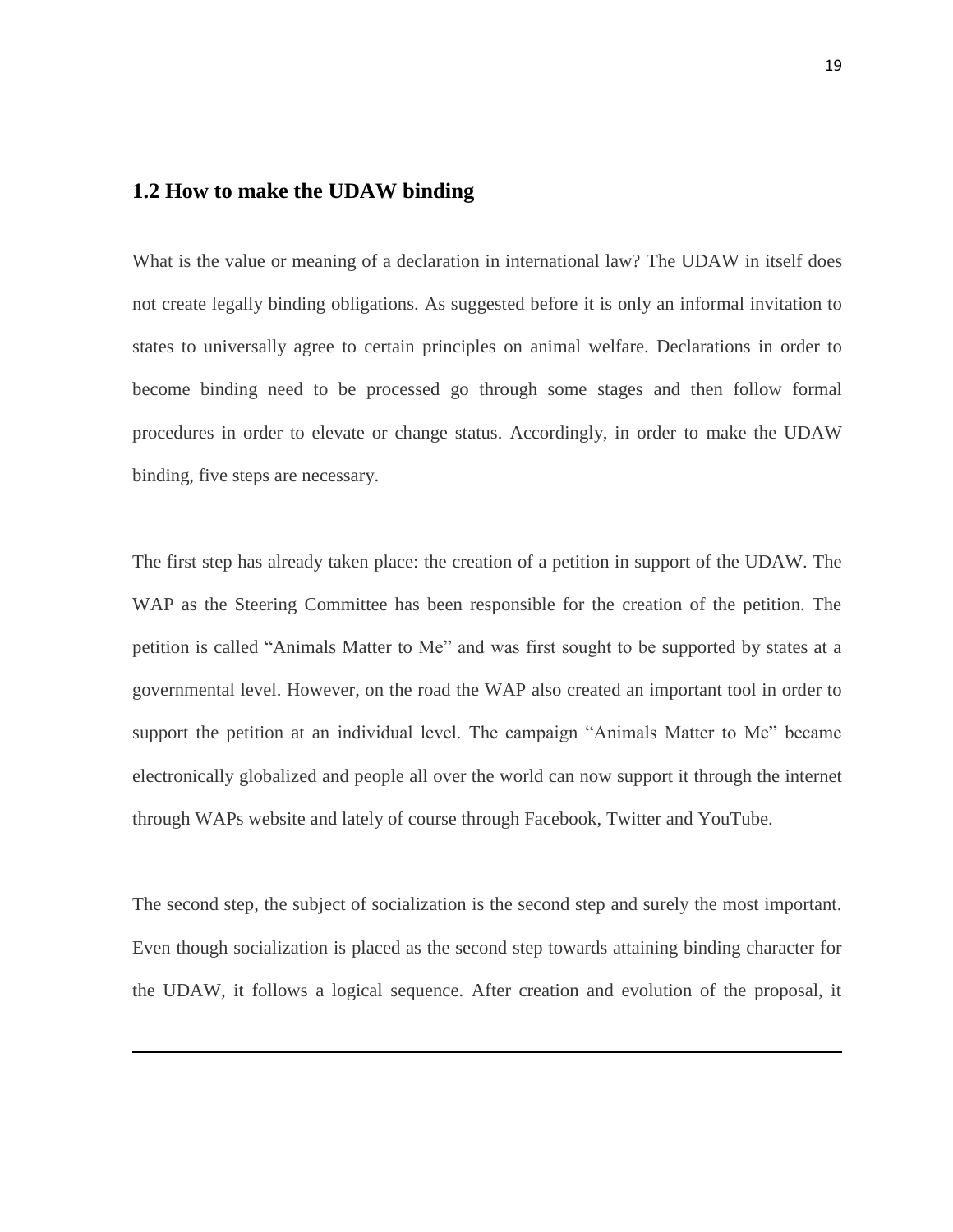## 1.2 How to make the UDAW binding

What is the value or meaning of a declaration in international law? The UDAW in itself does not create legally binding obligations. As suggested before it is only an informal invitation to states to universally agree to certain principles on animal welfare. Declarations in order to become binding need to be processed go through some stages and then follow formal procedures in order to elevate or change status. Accordingly, in order to make the UDAW binding, five steps are necessary.

The first step has already taken place: the creation of a petition in support of the UDAW. The WAP as the Steering Committee has been responsible for the creation of the petition. The petition is called "Animals Matter to Me" and was first sought to be supported by states at a governmental level. However, on the road the WAP also created an important tool in order to support the petition at an individual level. The campaign "Animals Matter to Me" became electronically globalized and people all over the world can now support it through the internet through WAPs website and lately of course through Facebook, Twitter and YouTube.

The second step, the subject of socialization is the second step and surely the most important. Even though socialization is placed as the second step towards attaining binding character for the UDAW, it follows a logical sequence. After creation and evolution of the proposal, it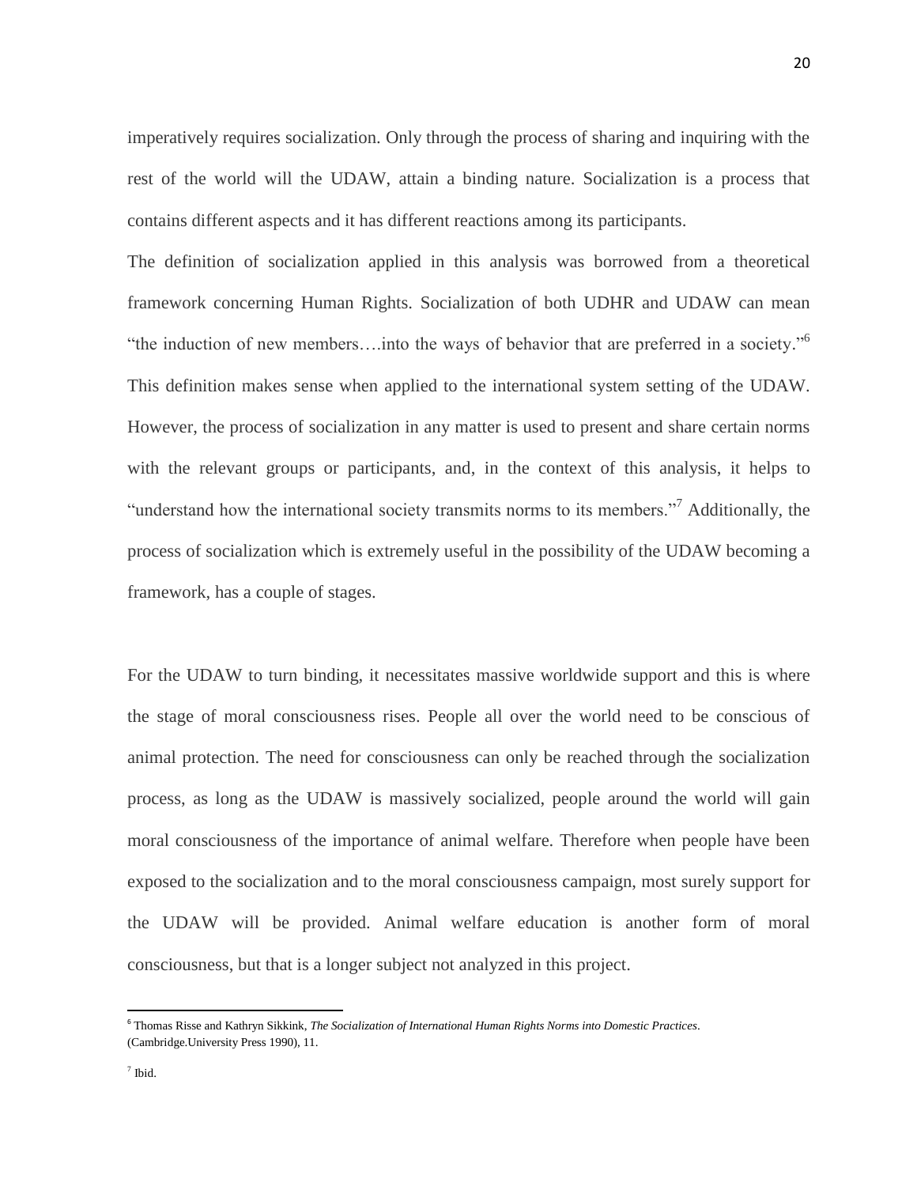imperatively requires socialization. Only through the process of sharing and inquiring with the rest of the world will the UDAW, attain a binding nature. Socialization is a process that contains different aspects and it has different reactions among its participants.

The definition of socialization applied in this analysis was borrowed from a theoretical framework concerning Human Rights. Socialization of both UDHR and UDAW can mean "the induction of new members….into the ways of behavior that are preferred in a society."[6] This definition makes sense when applied to the international system setting of the UDAW. However, the process of socialization in any matter is used to present and share certain norms with the relevant groups or participants, and, in the context of this analysis, it helps to "understand how the international society transmits norms to its members."[7] Additionally, the process of socialization which is extremely useful in the possibility of the UDAW becoming a framework, has a couple of stages.

For the UDAW to turn binding, it necessitates massive worldwide support and this is where the stage of moral consciousness rises. People all over the world need to be conscious of animal protection. The need for consciousness can only be reached through the socialization process, as long as the UDAW is massively socialized, people around the world will gain moral consciousness of the importance of animal welfare. Therefore when people have been exposed to the socialization and to the moral consciousness campaign, most surely support for the UDAW will be provided. Animal welfare education is another form of moral consciousness, but that is a longer subject not analyzed in this project.

---

[6] Thomas Risse and Kathryn Sikkink, *The Socialization of International Human Rights Norms into Domestic Practices*. (Cambridge.University Press 1990), 11.

[7] Ibid.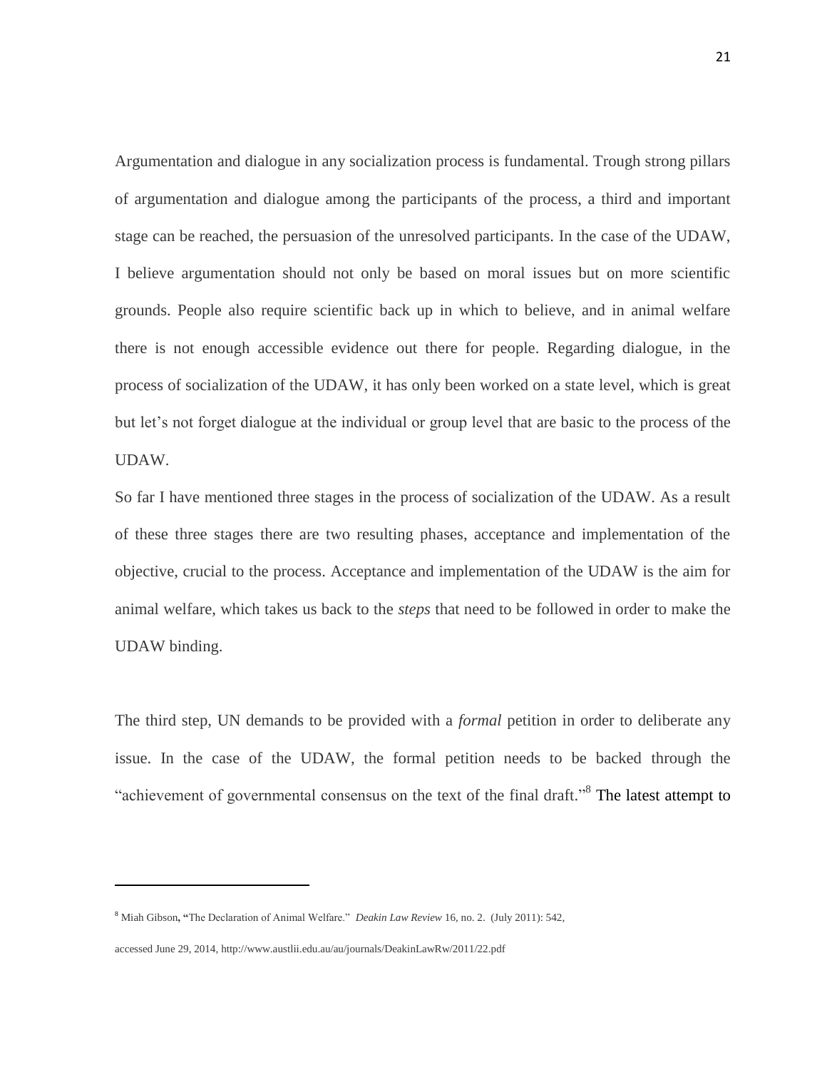Argumentation and dialogue in any socialization process is fundamental. Trough strong pillars of argumentation and dialogue among the participants of the process, a third and important stage can be reached, the persuasion of the unresolved participants. In the case of the UDAW, I believe argumentation should not only be based on moral issues but on more scientific grounds. People also require scientific back up in which to believe, and in animal welfare there is not enough accessible evidence out there for people. Regarding dialogue, in the process of socialization of the UDAW, it has only been worked on a state level, which is great but let's not forget dialogue at the individual or group level that are basic to the process of the UDAW.

So far I have mentioned three stages in the process of socialization of the UDAW. As a result of these three stages there are two resulting phases, acceptance and implementation of the objective, crucial to the process. Acceptance and implementation of the UDAW is the aim for animal welfare, which takes us back to the *steps* that need to be followed in order to make the UDAW binding.

The third step, UN demands to be provided with a *formal* petition in order to deliberate any issue. In the case of the UDAW, the formal petition needs to be backed through the "achievement of governmental consensus on the text of the final draft."[8] The latest attempt to

---

[8] Miah Gibson, "The Declaration of Animal Welfare." *Deakin Law Review* 16, no. 2. (July 2011): 542, accessed June 29, 2014, http://www.austlii.edu.au/au/journals/DeakinLawRw/2011/22.pdf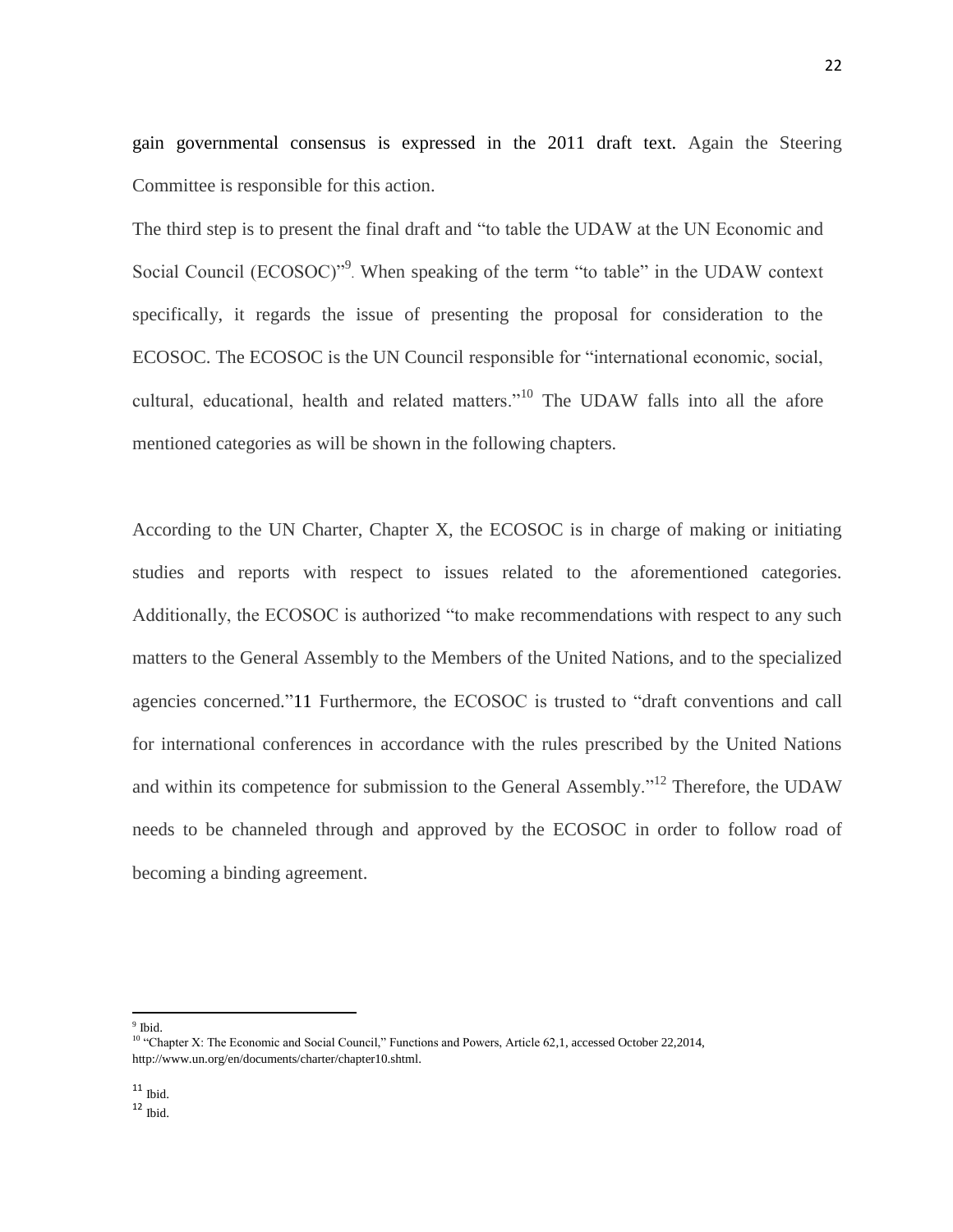gain governmental consensus is expressed in the 2011 draft text. Again the Steering Committee is responsible for this action.

The third step is to present the final draft and "to table the UDAW at the UN Economic and Social Council (ECOSOC)"[9]. When speaking of the term "to table" in the UDAW context specifically, it regards the issue of presenting the proposal for consideration to the ECOSOC. The ECOSOC is the UN Council responsible for "international economic, social, cultural, educational, health and related matters."[10] The UDAW falls into all the afore mentioned categories as will be shown in the following chapters.

According to the UN Charter, Chapter X, the ECOSOC is in charge of making or initiating studies and reports with respect to issues related to the aforementioned categories. Additionally, the ECOSOC is authorized "to make recommendations with respect to any such matters to the General Assembly to the Members of the United Nations, and to the specialized agencies concerned."11 Furthermore, the ECOSOC is trusted to "draft conventions and call for international conferences in accordance with the rules prescribed by the United Nations and within its competence for submission to the General Assembly."[12] Therefore, the UDAW needs to be channeled through and approved by the ECOSOC in order to follow road of becoming a binding agreement.

---

[9] Ibid.

[10] "Chapter X: The Economic and Social Council," Functions and Powers, Article 62,1, accessed October 22,2014, http://www.un.org/en/documents/charter/chapter10.shtml.

[11] Ibid.

[12] Ibid.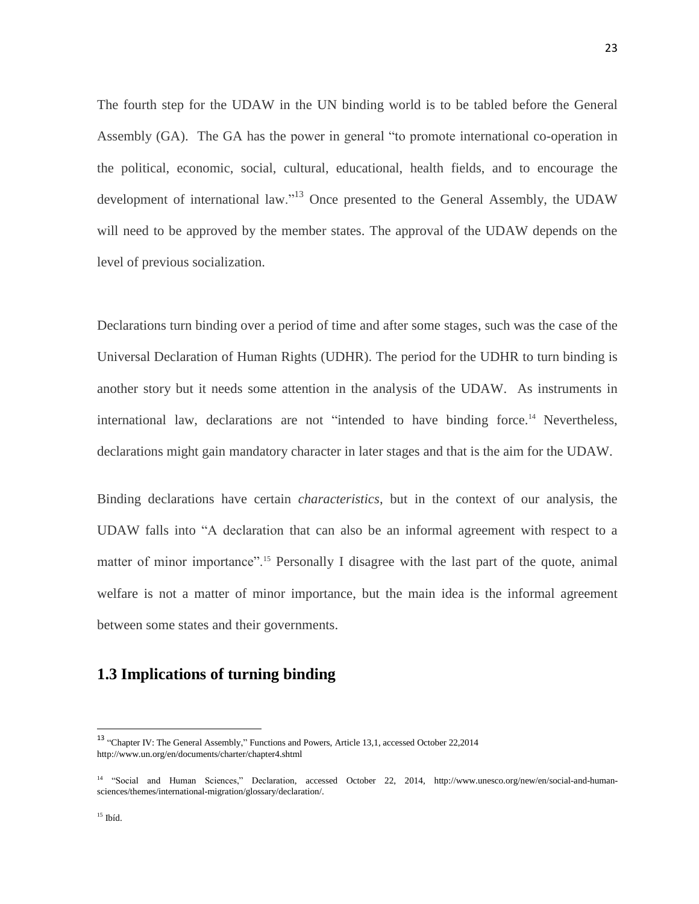The fourth step for the UDAW in the UN binding world is to be tabled before the General Assembly (GA). The GA has the power in general "to promote international co-operation in the political, economic, social, cultural, educational, health fields, and to encourage the development of international law."[13] Once presented to the General Assembly, the UDAW will need to be approved by the member states. The approval of the UDAW depends on the level of previous socialization.

Declarations turn binding over a period of time and after some stages, such was the case of the Universal Declaration of Human Rights (UDHR). The period for the UDHR to turn binding is another story but it needs some attention in the analysis of the UDAW. As instruments in international law, declarations are not "intended to have binding force.[14] Nevertheless, declarations might gain mandatory character in later stages and that is the aim for the UDAW.

Binding declarations have certain *characteristics*, but in the context of our analysis, the UDAW falls into "A declaration that can also be an informal agreement with respect to a matter of minor importance".[15] Personally I disagree with the last part of the quote, animal welfare is not a matter of minor importance, but the main idea is the informal agreement between some states and their governments.

## 1.3 Implications of turning binding

---

[13] "Chapter IV: The General Assembly," Functions and Powers, Article 13,1, accessed October 22,2014 http://www.un.org/en/documents/charter/chapter4.shtml

[14] "Social and Human Sciences," Declaration, accessed October 22, 2014, http://www.unesco.org/new/en/social-and-human-sciences/themes/international-migration/glossary/declaration/.

[15] Ibíd.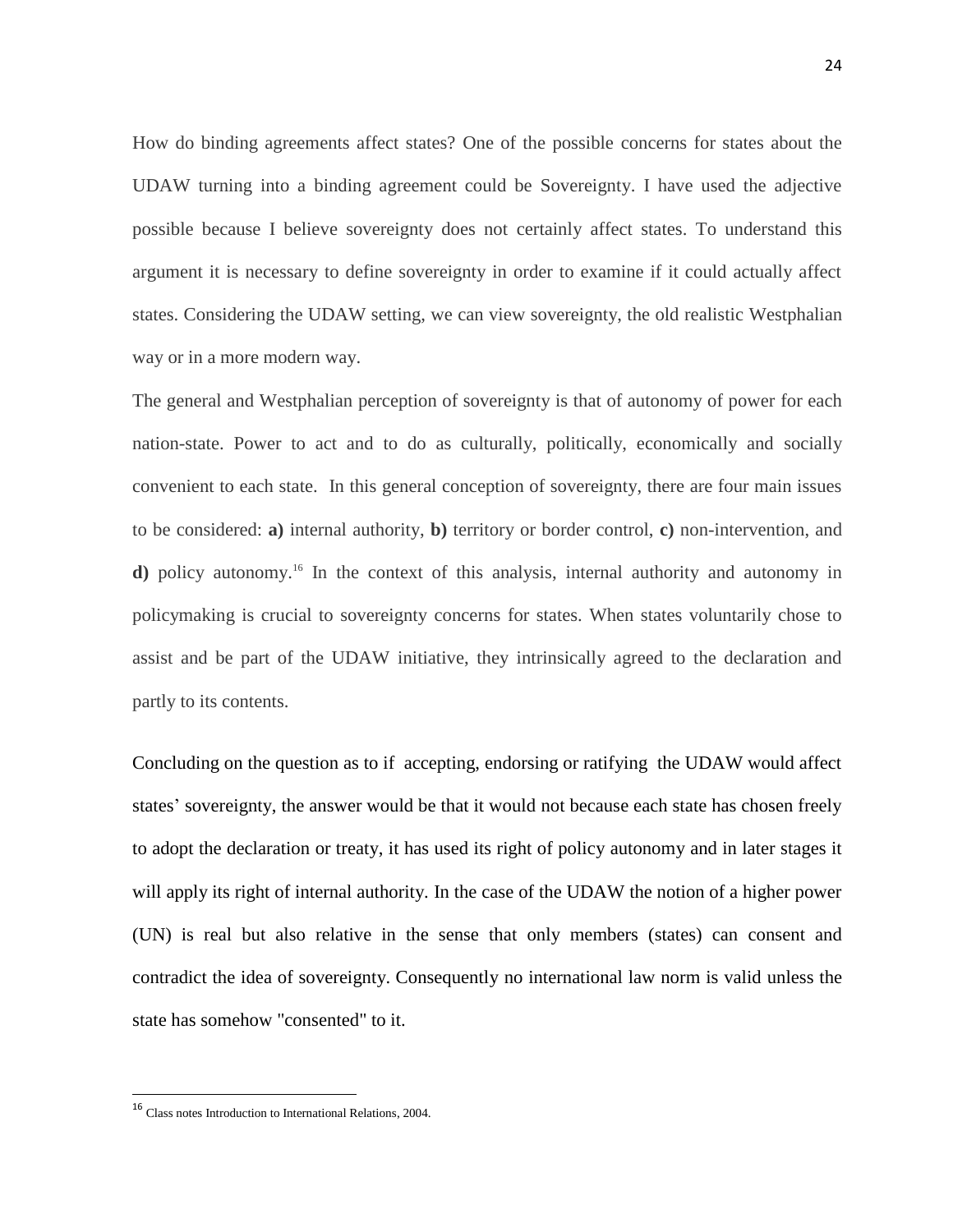How do binding agreements affect states? One of the possible concerns for states about the UDAW turning into a binding agreement could be Sovereignty. I have used the adjective possible because I believe sovereignty does not certainly affect states. To understand this argument it is necessary to define sovereignty in order to examine if it could actually affect states. Considering the UDAW setting, we can view sovereignty, the old realistic Westphalian way or in a more modern way.

The general and Westphalian perception of sovereignty is that of autonomy of power for each nation-state. Power to act and to do as culturally, politically, economically and socially convenient to each state. In this general conception of sovereignty, there are four main issues to be considered: **a)** internal authority, **b)** territory or border control, **c)** non-intervention, and **d)** policy autonomy.[16] In the context of this analysis, internal authority and autonomy in policymaking is crucial to sovereignty concerns for states. When states voluntarily chose to assist and be part of the UDAW initiative, they intrinsically agreed to the declaration and partly to its contents.

Concluding on the question as to if accepting, endorsing or ratifying the UDAW would affect states' sovereignty, the answer would be that it would not because each state has chosen freely to adopt the declaration or treaty, it has used its right of policy autonomy and in later stages it will apply its right of internal authority. In the case of the UDAW the notion of a higher power (UN) is real but also relative in the sense that only members (states) can consent and contradict the idea of sovereignty. Consequently no international law norm is valid unless the state has somehow "consented" to it.

---

[16] Class notes Introduction to International Relations, 2004.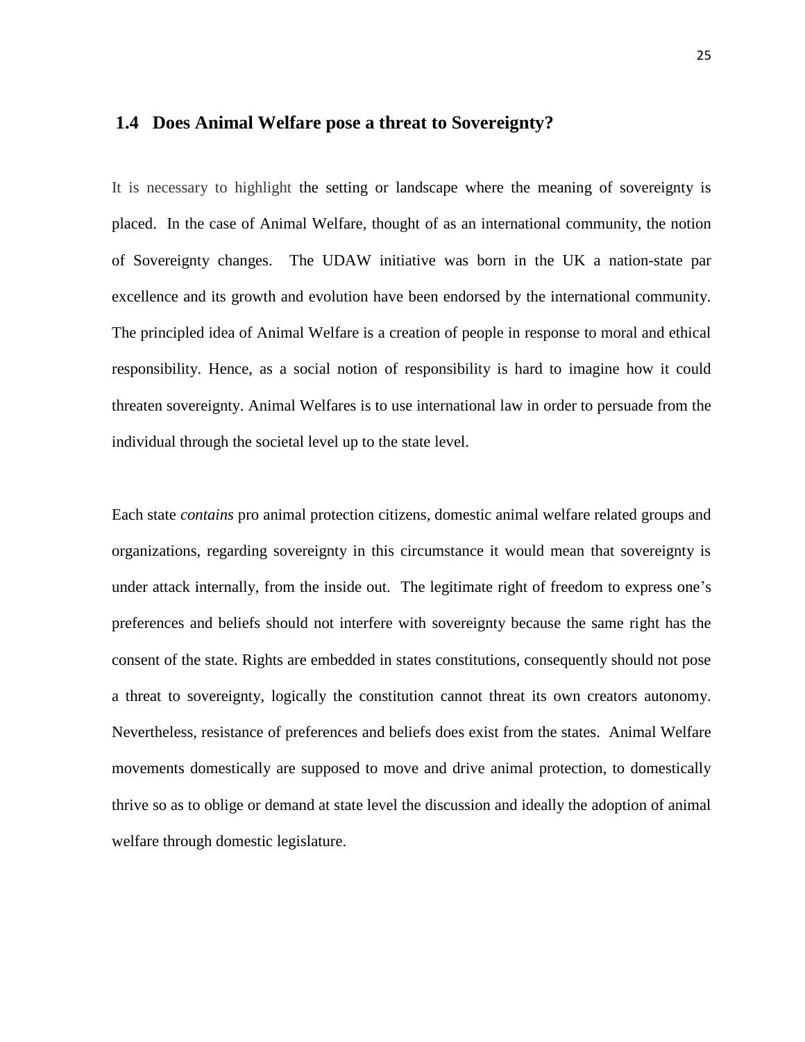## 1.4 Does Animal Welfare pose a threat to Sovereignty?

It is necessary to highlight the setting or landscape where the meaning of sovereignty is placed. In the case of Animal Welfare, thought of as an international community, the notion of Sovereignty changes. The UDAW initiative was born in the UK a nation-state par excellence and its growth and evolution have been endorsed by the international community. The principled idea of Animal Welfare is a creation of people in response to moral and ethical responsibility. Hence, as a social notion of responsibility is hard to imagine how it could threaten sovereignty. Animal Welfares is to use international law in order to persuade from the individual through the societal level up to the state level.

Each state *contains* pro animal protection citizens, domestic animal welfare related groups and organizations, regarding sovereignty in this circumstance it would mean that sovereignty is under attack internally, from the inside out. The legitimate right of freedom to express one's preferences and beliefs should not interfere with sovereignty because the same right has the consent of the state. Rights are embedded in states constitutions, consequently should not pose a threat to sovereignty, logically the constitution cannot threat its own creators autonomy. Nevertheless, resistance of preferences and beliefs does exist from the states. Animal Welfare movements domestically are supposed to move and drive animal protection, to domestically thrive so as to oblige or demand at state level the discussion and ideally the adoption of animal welfare through domestic legislature.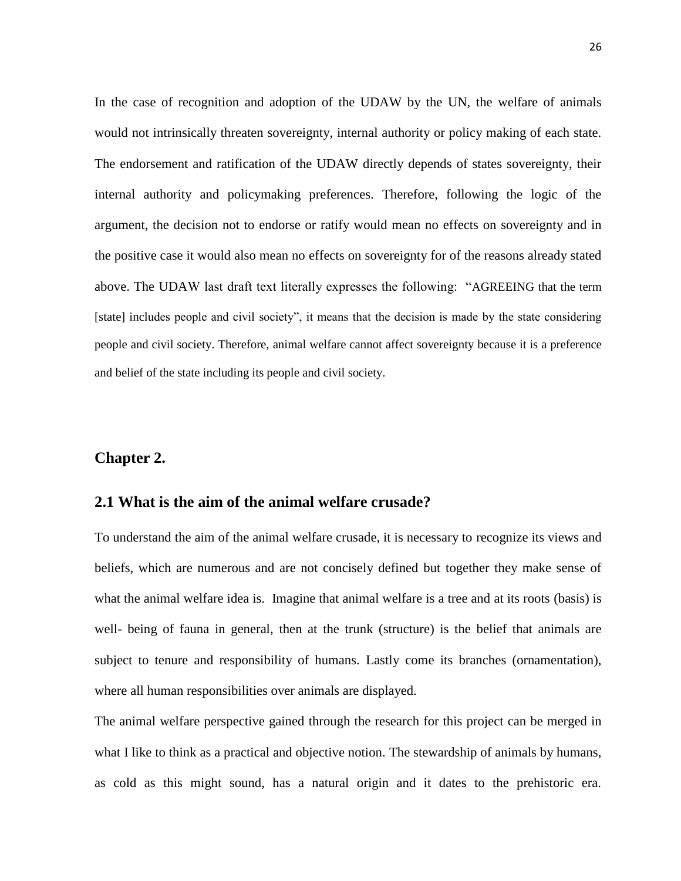In the case of recognition and adoption of the UDAW by the UN, the welfare of animals would not intrinsically threaten sovereignty, internal authority or policy making of each state. The endorsement and ratification of the UDAW directly depends of states sovereignty, their internal authority and policymaking preferences. Therefore, following the logic of the argument, the decision not to endorse or ratify would mean no effects on sovereignty and in the positive case it would also mean no effects on sovereignty for of the reasons already stated above. The UDAW last draft text literally expresses the following: "AGREEING that the term [state] includes people and civil society", it means that the decision is made by the state considering people and civil society. Therefore, animal welfare cannot affect sovereignty because it is a preference and belief of the state including its people and civil society.

# Chapter 2.

## 2.1 What is the aim of the animal welfare crusade?

To understand the aim of the animal welfare crusade, it is necessary to recognize its views and beliefs, which are numerous and are not concisely defined but together they make sense of what the animal welfare idea is. Imagine that animal welfare is a tree and at its roots (basis) is well- being of fauna in general, then at the trunk (structure) is the belief that animals are subject to tenure and responsibility of humans. Lastly come its branches (ornamentation), where all human responsibilities over animals are displayed.

The animal welfare perspective gained through the research for this project can be merged in what I like to think as a practical and objective notion. The stewardship of animals by humans, as cold as this might sound, has a natural origin and it dates to the prehistoric era.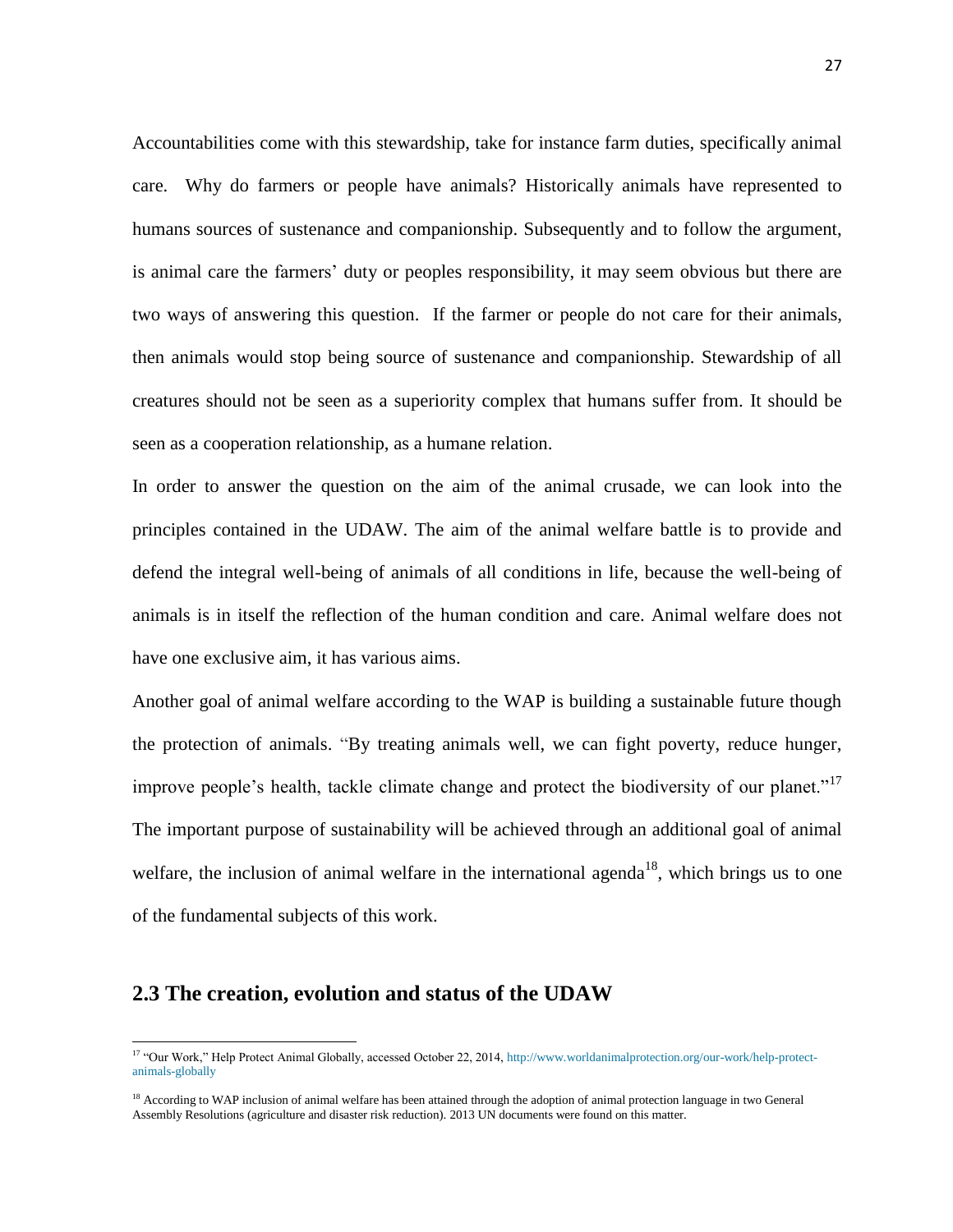Accountabilities come with this stewardship, take for instance farm duties, specifically animal care. Why do farmers or people have animals? Historically animals have represented to humans sources of sustenance and companionship. Subsequently and to follow the argument, is animal care the farmers' duty or peoples responsibility, it may seem obvious but there are two ways of answering this question. If the farmer or people do not care for their animals, then animals would stop being source of sustenance and companionship. Stewardship of all creatures should not be seen as a superiority complex that humans suffer from. It should be seen as a cooperation relationship, as a humane relation.

In order to answer the question on the aim of the animal crusade, we can look into the principles contained in the UDAW. The aim of the animal welfare battle is to provide and defend the integral well-being of animals of all conditions in life, because the well-being of animals is in itself the reflection of the human condition and care. Animal welfare does not have one exclusive aim, it has various aims.

Another goal of animal welfare according to the WAP is building a sustainable future though the protection of animals. "By treating animals well, we can fight poverty, reduce hunger, improve people's health, tackle climate change and protect the biodiversity of our planet."[17] The important purpose of sustainability will be achieved through an additional goal of animal welfare, the inclusion of animal welfare in the international agenda[18], which brings us to one of the fundamental subjects of this work.

## 2.3 The creation, evolution and status of the UDAW

[17] "Our Work," Help Protect Animal Globally, accessed October 22, 2014, http://www.worldanimalprotection.org/our-work/help-protect-animals-globally

[18] According to WAP inclusion of animal welfare has been attained through the adoption of animal protection language in two General Assembly Resolutions (agriculture and disaster risk reduction). 2013 UN documents were found on this matter.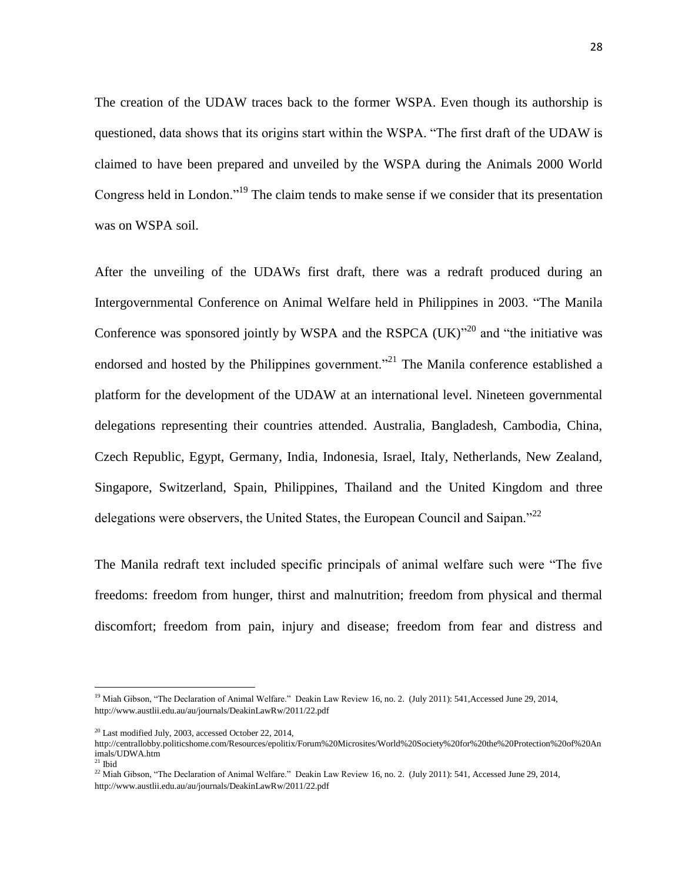The creation of the UDAW traces back to the former WSPA. Even though its authorship is questioned, data shows that its origins start within the WSPA. "The first draft of the UDAW is claimed to have been prepared and unveiled by the WSPA during the Animals 2000 World Congress held in London."[19] The claim tends to make sense if we consider that its presentation was on WSPA soil.

After the unveiling of the UDAWs first draft, there was a redraft produced during an Intergovernmental Conference on Animal Welfare held in Philippines in 2003. "The Manila Conference was sponsored jointly by WSPA and the RSPCA (UK)"[20] and "the initiative was endorsed and hosted by the Philippines government."[21] The Manila conference established a platform for the development of the UDAW at an international level. Nineteen governmental delegations representing their countries attended. Australia, Bangladesh, Cambodia, China, Czech Republic, Egypt, Germany, India, Indonesia, Israel, Italy, Netherlands, New Zealand, Singapore, Switzerland, Spain, Philippines, Thailand and the United Kingdom and three delegations were observers, the United States, the European Council and Saipan."[22]

The Manila redraft text included specific principals of animal welfare such were "The five freedoms: freedom from hunger, thirst and malnutrition; freedom from physical and thermal discomfort; freedom from pain, injury and disease; freedom from fear and distress and

---

[19] Miah Gibson, "The Declaration of Animal Welfare." Deakin Law Review 16, no. 2. (July 2011): 541,Accessed June 29, 2014, http://www.austlii.edu.au/au/journals/DeakinLawRw/2011/22.pdf

[20] Last modified July, 2003, accessed October 22, 2014, http://centrallobby.politicshome.com/Resources/epolitix/Forum%20Microsites/World%20Society%20for%20the%20Protection%20of%20Animals/UDWA.htm

[21] Ibid

[22] Miah Gibson, "The Declaration of Animal Welfare." Deakin Law Review 16, no. 2. (July 2011): 541, Accessed June 29, 2014, http://www.austlii.edu.au/au/journals/DeakinLawRw/2011/22.pdf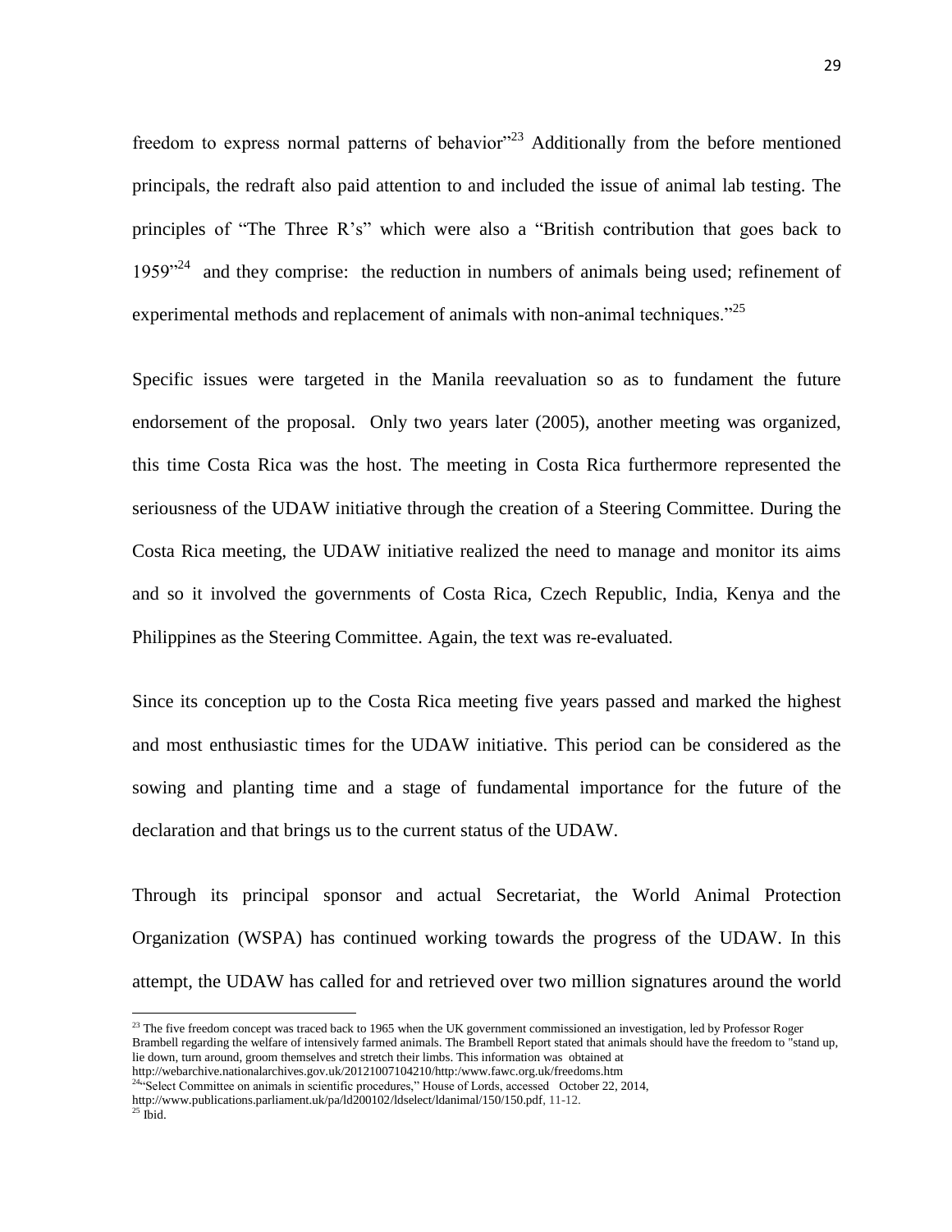freedom to express normal patterns of behavior"[23] Additionally from the before mentioned principals, the redraft also paid attention to and included the issue of animal lab testing. The principles of "The Three R's" which were also a "British contribution that goes back to 1959"[24] and they comprise: the reduction in numbers of animals being used; refinement of experimental methods and replacement of animals with non-animal techniques."[25]

Specific issues were targeted in the Manila reevaluation so as to fundament the future endorsement of the proposal. Only two years later (2005), another meeting was organized, this time Costa Rica was the host. The meeting in Costa Rica furthermore represented the seriousness of the UDAW initiative through the creation of a Steering Committee. During the Costa Rica meeting, the UDAW initiative realized the need to manage and monitor its aims and so it involved the governments of Costa Rica, Czech Republic, India, Kenya and the Philippines as the Steering Committee. Again, the text was re-evaluated.

Since its conception up to the Costa Rica meeting five years passed and marked the highest and most enthusiastic times for the UDAW initiative. This period can be considered as the sowing and planting time and a stage of fundamental importance for the future of the declaration and that brings us to the current status of the UDAW.

Through its principal sponsor and actual Secretariat, the World Animal Protection Organization (WSPA) has continued working towards the progress of the UDAW. In this attempt, the UDAW has called for and retrieved over two million signatures around the world

---

[23] The five freedom concept was traced back to 1965 when the UK government commissioned an investigation, led by Professor Roger Brambell regarding the welfare of intensively farmed animals. The Brambell Report stated that animals should have the freedom to "stand up, lie down, turn around, groom themselves and stretch their limbs. This information was obtained at http://webarchive.nationalarchives.gov.uk/20121007104210/http:/www.fawc.org.uk/freedoms.htm

[24] "Select Committee on animals in scientific procedures," House of Lords, accessed October 22, 2014, http://www.publications.parliament.uk/pa/ld200102/ldselect/ldanimal/150/150.pdf, 11-12.

[25] Ibid.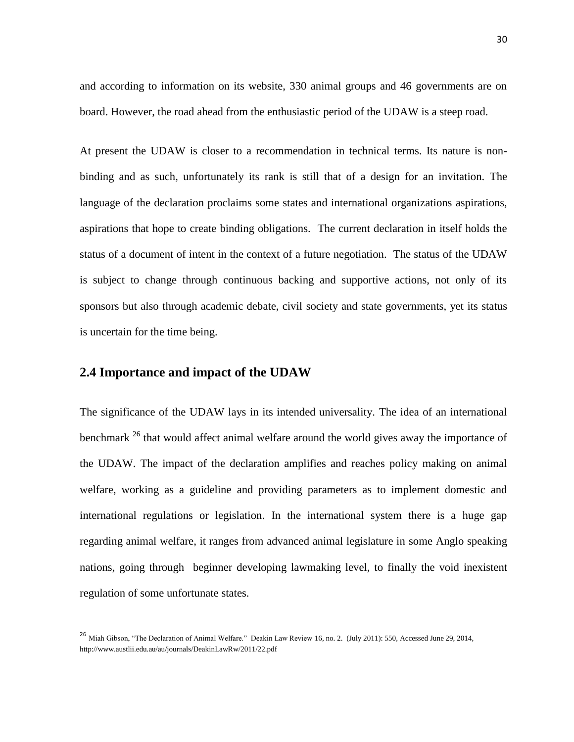and according to information on its website, 330 animal groups and 46 governments are on board. However, the road ahead from the enthusiastic period of the UDAW is a steep road.

At present the UDAW is closer to a recommendation in technical terms. Its nature is non-binding and as such, unfortunately its rank is still that of a design for an invitation. The language of the declaration proclaims some states and international organizations aspirations, aspirations that hope to create binding obligations. The current declaration in itself holds the status of a document of intent in the context of a future negotiation. The status of the UDAW is subject to change through continuous backing and supportive actions, not only of its sponsors but also through academic debate, civil society and state governments, yet its status is uncertain for the time being.

## 2.4 Importance and impact of the UDAW

The significance of the UDAW lays in its intended universality. The idea of an international benchmark [26] that would affect animal welfare around the world gives away the importance of the UDAW. The impact of the declaration amplifies and reaches policy making on animal welfare, working as a guideline and providing parameters as to implement domestic and international regulations or legislation. In the international system there is a huge gap regarding animal welfare, it ranges from advanced animal legislature in some Anglo speaking nations, going through beginner developing lawmaking level, to finally the void inexistent regulation of some unfortunate states.

---

[26] Miah Gibson, "The Declaration of Animal Welfare." Deakin Law Review 16, no. 2. (July 2011): 550, Accessed June 29, 2014, http://www.austlii.edu.au/au/journals/DeakinLawRw/2011/22.pdf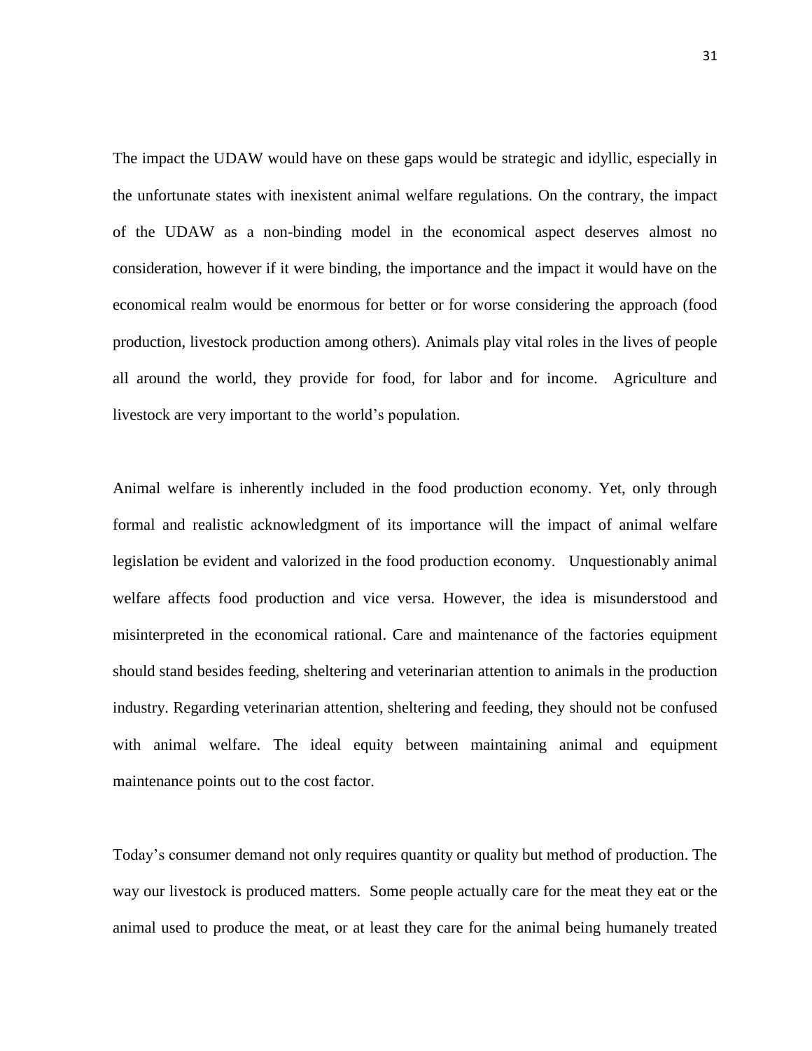The impact the UDAW would have on these gaps would be strategic and idyllic, especially in the unfortunate states with inexistent animal welfare regulations. On the contrary, the impact of the UDAW as a non-binding model in the economical aspect deserves almost no consideration, however if it were binding, the importance and the impact it would have on the economical realm would be enormous for better or for worse considering the approach (food production, livestock production among others). Animals play vital roles in the lives of people all around the world, they provide for food, for labor and for income. Agriculture and livestock are very important to the world's population.

Animal welfare is inherently included in the food production economy. Yet, only through formal and realistic acknowledgment of its importance will the impact of animal welfare legislation be evident and valorized in the food production economy. Unquestionably animal welfare affects food production and vice versa. However, the idea is misunderstood and misinterpreted in the economical rational. Care and maintenance of the factories equipment should stand besides feeding, sheltering and veterinarian attention to animals in the production industry. Regarding veterinarian attention, sheltering and feeding, they should not be confused with animal welfare. The ideal equity between maintaining animal and equipment maintenance points out to the cost factor.

Today's consumer demand not only requires quantity or quality but method of production. The way our livestock is produced matters. Some people actually care for the meat they eat or the animal used to produce the meat, or at least they care for the animal being humanely treated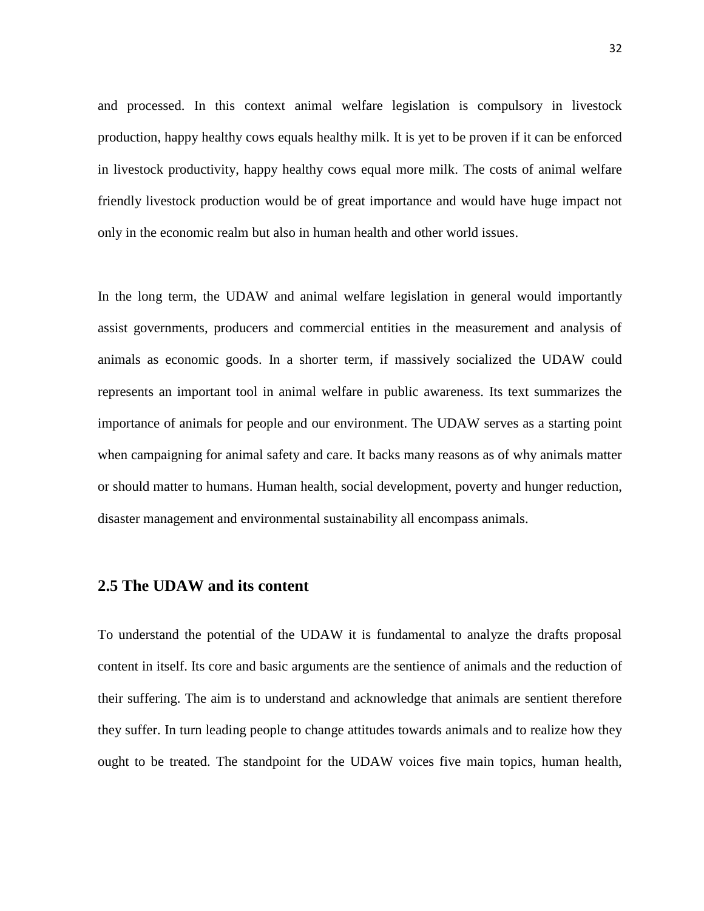and processed. In this context animal welfare legislation is compulsory in livestock production, happy healthy cows equals healthy milk. It is yet to be proven if it can be enforced in livestock productivity, happy healthy cows equal more milk. The costs of animal welfare friendly livestock production would be of great importance and would have huge impact not only in the economic realm but also in human health and other world issues.

In the long term, the UDAW and animal welfare legislation in general would importantly assist governments, producers and commercial entities in the measurement and analysis of animals as economic goods. In a shorter term, if massively socialized the UDAW could represents an important tool in animal welfare in public awareness. Its text summarizes the importance of animals for people and our environment. The UDAW serves as a starting point when campaigning for animal safety and care. It backs many reasons as of why animals matter or should matter to humans. Human health, social development, poverty and hunger reduction, disaster management and environmental sustainability all encompass animals.

## 2.5 The UDAW and its content

To understand the potential of the UDAW it is fundamental to analyze the drafts proposal content in itself. Its core and basic arguments are the sentience of animals and the reduction of their suffering. The aim is to understand and acknowledge that animals are sentient therefore they suffer. In turn leading people to change attitudes towards animals and to realize how they ought to be treated. The standpoint for the UDAW voices five main topics, human health,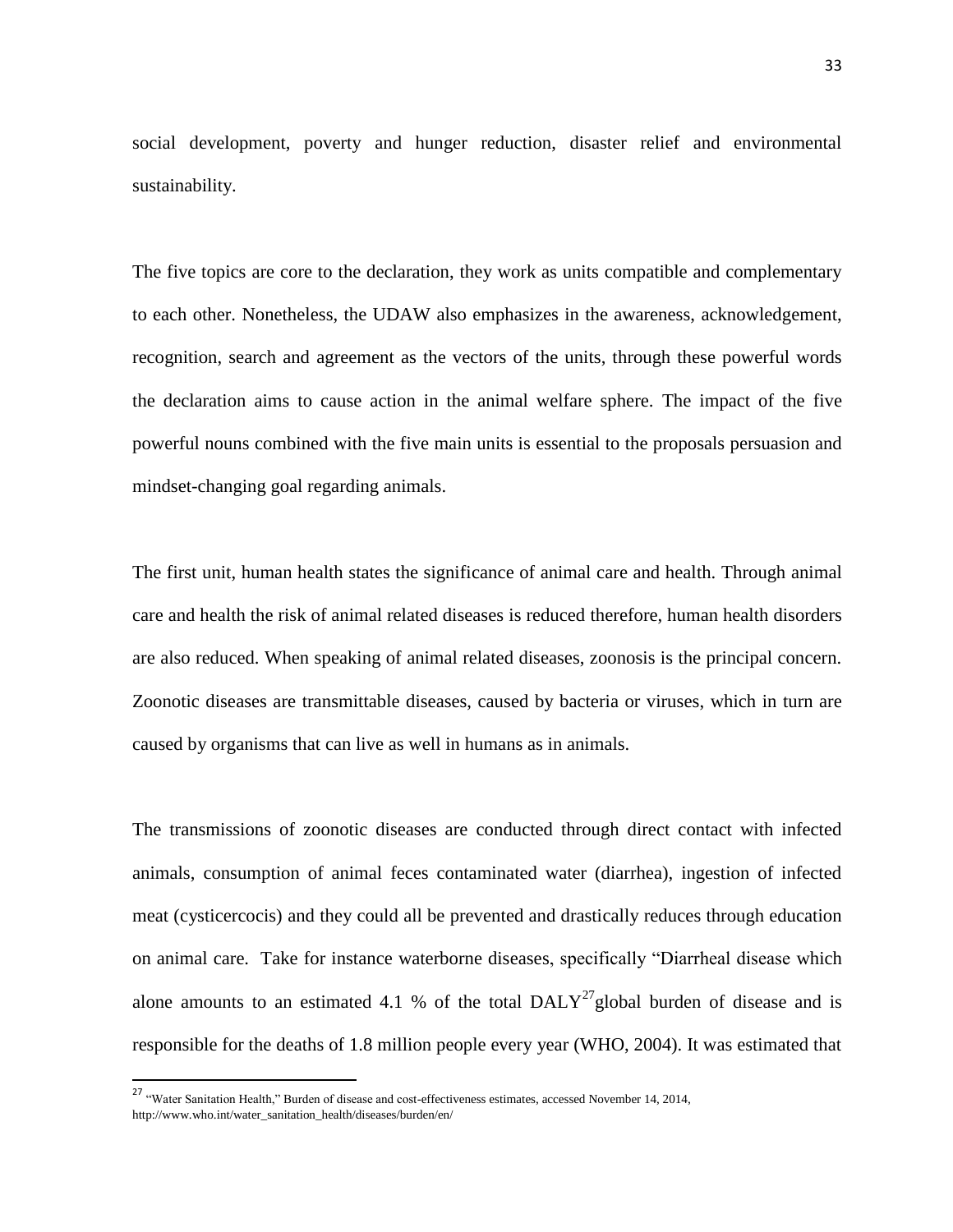social development, poverty and hunger reduction, disaster relief and environmental sustainability.

The five topics are core to the declaration, they work as units compatible and complementary to each other. Nonetheless, the UDAW also emphasizes in the awareness, acknowledgement, recognition, search and agreement as the vectors of the units, through these powerful words the declaration aims to cause action in the animal welfare sphere. The impact of the five powerful nouns combined with the five main units is essential to the proposals persuasion and mindset-changing goal regarding animals.

The first unit, human health states the significance of animal care and health. Through animal care and health the risk of animal related diseases is reduced therefore, human health disorders are also reduced. When speaking of animal related diseases, zoonosis is the principal concern. Zoonotic diseases are transmittable diseases, caused by bacteria or viruses, which in turn are caused by organisms that can live as well in humans as in animals.

The transmissions of zoonotic diseases are conducted through direct contact with infected animals, consumption of animal feces contaminated water (diarrhea), ingestion of infected meat (cysticercocis) and they could all be prevented and drastically reduces through education on animal care. Take for instance waterborne diseases, specifically "Diarrheal disease which alone amounts to an estimated 4.1 % of the total DALY[27]global burden of disease and is responsible for the deaths of 1.8 million people every year (WHO, 2004). It was estimated that

---

[27] "Water Sanitation Health," Burden of disease and cost-effectiveness estimates, accessed November 14, 2014, http://www.who.int/water_sanitation_health/diseases/burden/en/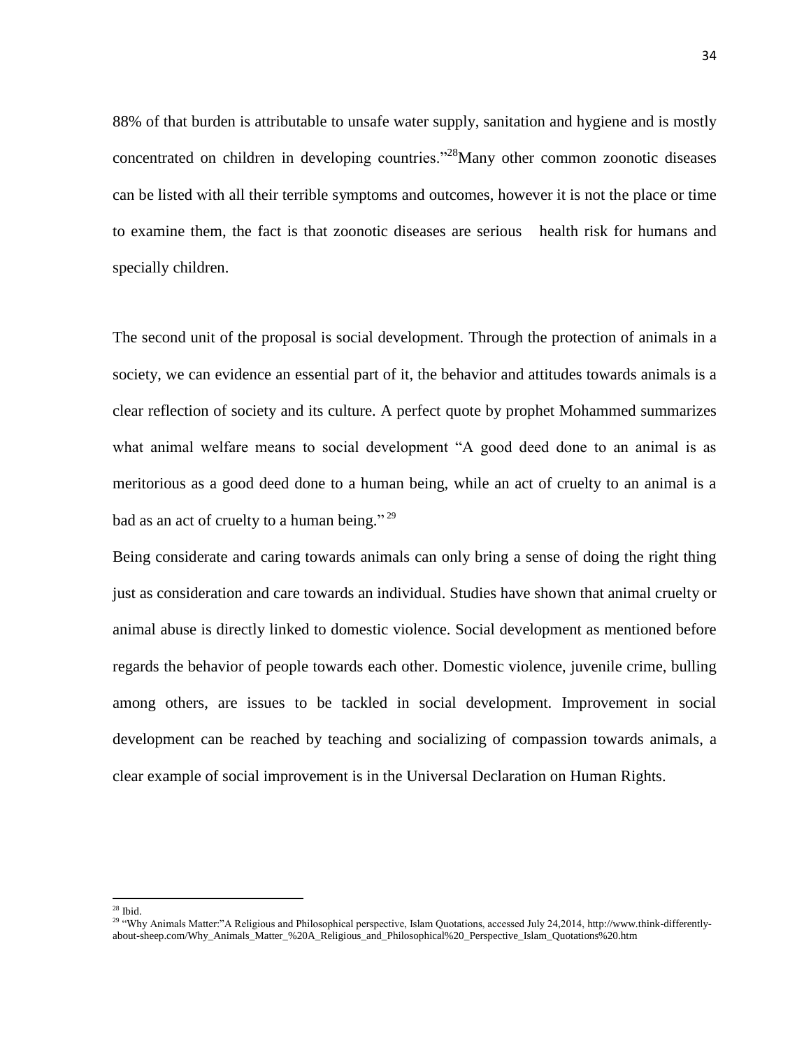88% of that burden is attributable to unsafe water supply, sanitation and hygiene and is mostly concentrated on children in developing countries."[28]Many other common zoonotic diseases can be listed with all their terrible symptoms and outcomes, however it is not the place or time to examine them, the fact is that zoonotic diseases are serious health risk for humans and specially children.

The second unit of the proposal is social development. Through the protection of animals in a society, we can evidence an essential part of it, the behavior and attitudes towards animals is a clear reflection of society and its culture. A perfect quote by prophet Mohammed summarizes what animal welfare means to social development "A good deed done to an animal is as meritorious as a good deed done to a human being, while an act of cruelty to an animal is a bad as an act of cruelty to a human being." [29]

Being considerate and caring towards animals can only bring a sense of doing the right thing just as consideration and care towards an individual. Studies have shown that animal cruelty or animal abuse is directly linked to domestic violence. Social development as mentioned before regards the behavior of people towards each other. Domestic violence, juvenile crime, bulling among others, are issues to be tackled in social development. Improvement in social development can be reached by teaching and socializing of compassion towards animals, a clear example of social improvement is in the Universal Declaration on Human Rights.

---

[28] Ibid.

[29] "Why Animals Matter:"A Religious and Philosophical perspective, Islam Quotations, accessed July 24,2014, http://www.think-differently-about-sheep.com/Why_Animals_Matter_%20A_Religious_and_Philosophical%20_Perspective_Islam_Quotations%20.htm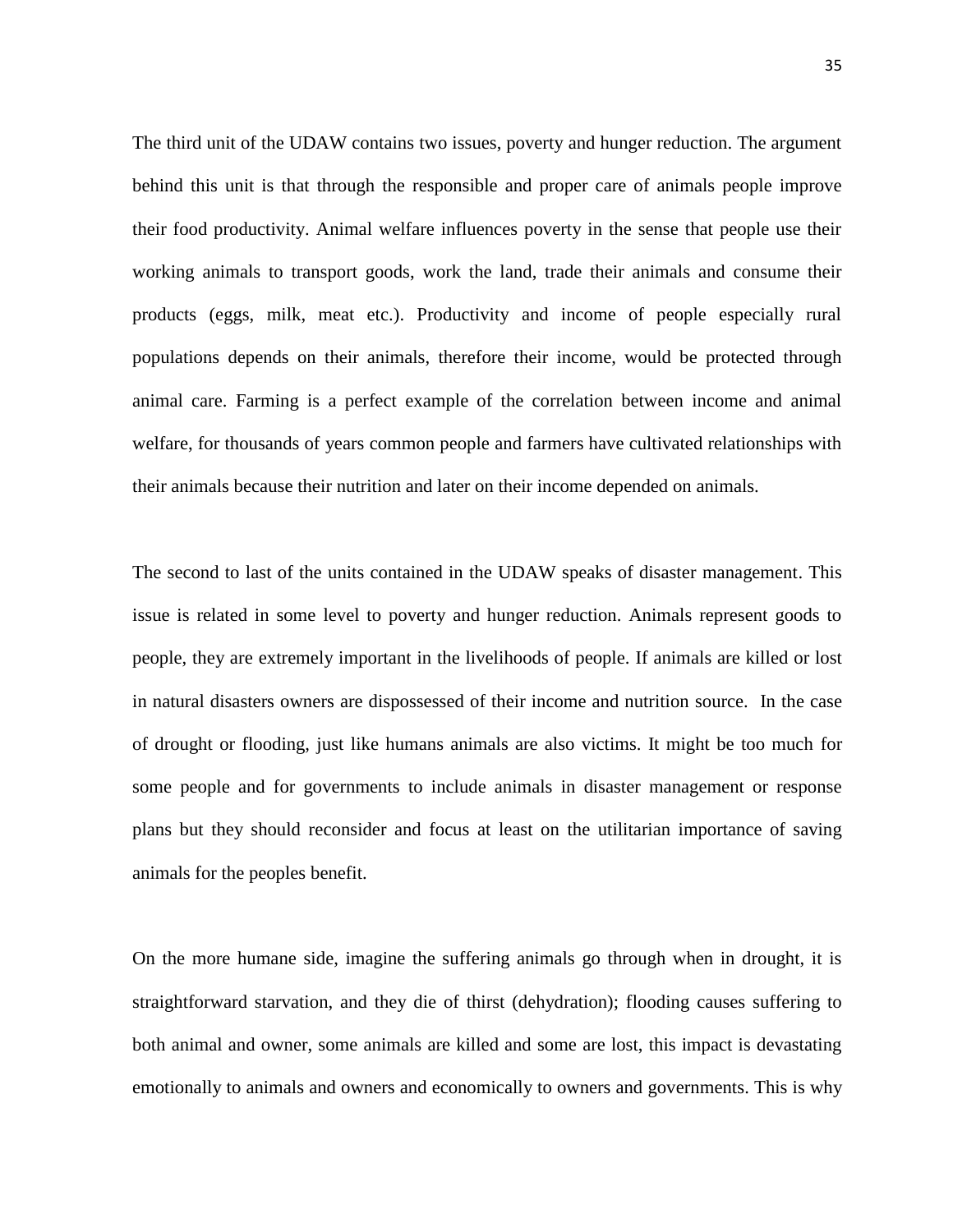The third unit of the UDAW contains two issues, poverty and hunger reduction. The argument behind this unit is that through the responsible and proper care of animals people improve their food productivity. Animal welfare influences poverty in the sense that people use their working animals to transport goods, work the land, trade their animals and consume their products (eggs, milk, meat etc.). Productivity and income of people especially rural populations depends on their animals, therefore their income, would be protected through animal care. Farming is a perfect example of the correlation between income and animal welfare, for thousands of years common people and farmers have cultivated relationships with their animals because their nutrition and later on their income depended on animals.

The second to last of the units contained in the UDAW speaks of disaster management. This issue is related in some level to poverty and hunger reduction. Animals represent goods to people, they are extremely important in the livelihoods of people. If animals are killed or lost in natural disasters owners are dispossessed of their income and nutrition source. In the case of drought or flooding, just like humans animals are also victims. It might be too much for some people and for governments to include animals in disaster management or response plans but they should reconsider and focus at least on the utilitarian importance of saving animals for the peoples benefit.

On the more humane side, imagine the suffering animals go through when in drought, it is straightforward starvation, and they die of thirst (dehydration); flooding causes suffering to both animal and owner, some animals are killed and some are lost, this impact is devastating emotionally to animals and owners and economically to owners and governments. This is why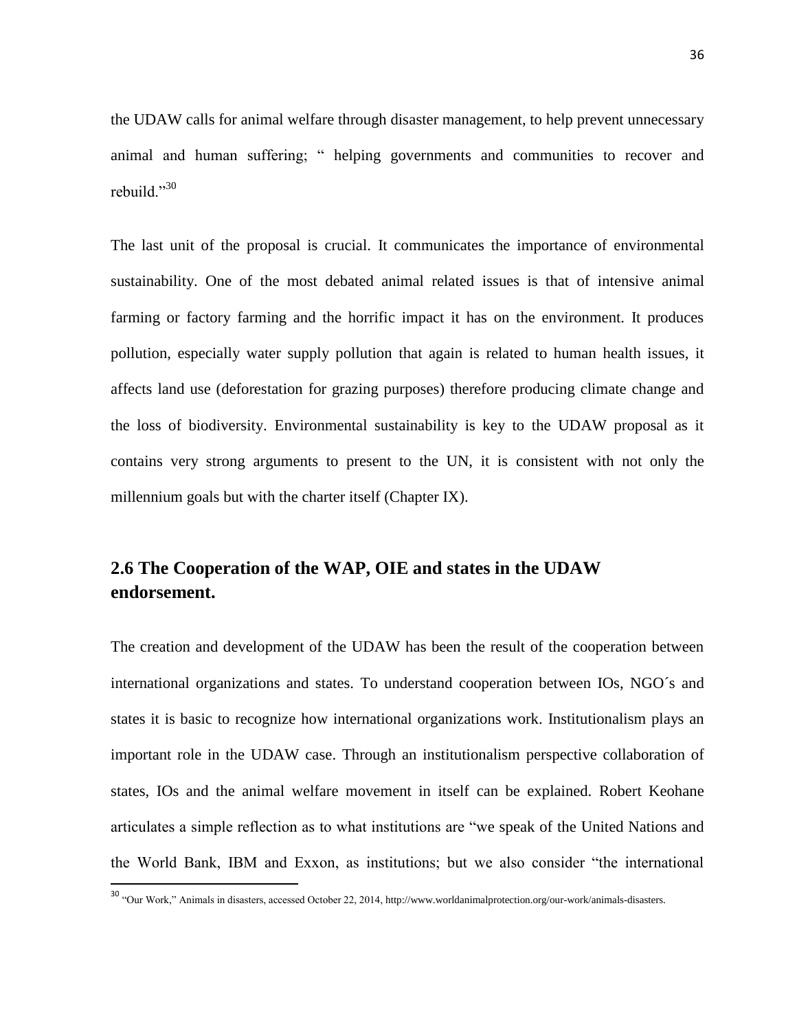the UDAW calls for animal welfare through disaster management, to help prevent unnecessary animal and human suffering; " helping governments and communities to recover and rebuild."[30]

The last unit of the proposal is crucial. It communicates the importance of environmental sustainability. One of the most debated animal related issues is that of intensive animal farming or factory farming and the horrific impact it has on the environment. It produces pollution, especially water supply pollution that again is related to human health issues, it affects land use (deforestation for grazing purposes) therefore producing climate change and the loss of biodiversity. Environmental sustainability is key to the UDAW proposal as it contains very strong arguments to present to the UN, it is consistent with not only the millennium goals but with the charter itself (Chapter IX).

## 2.6 The Cooperation of the WAP, OIE and states in the UDAW endorsement.

The creation and development of the UDAW has been the result of the cooperation between international organizations and states. To understand cooperation between IOs, NGO´s and states it is basic to recognize how international organizations work. Institutionalism plays an important role in the UDAW case. Through an institutionalism perspective collaboration of states, IOs and the animal welfare movement in itself can be explained. Robert Keohane articulates a simple reflection as to what institutions are "we speak of the United Nations and the World Bank, IBM and Exxon, as institutions; but we also consider "the international

[30] "Our Work," Animals in disasters, accessed October 22, 2014, http://www.worldanimalprotection.org/our-work/animals-disasters.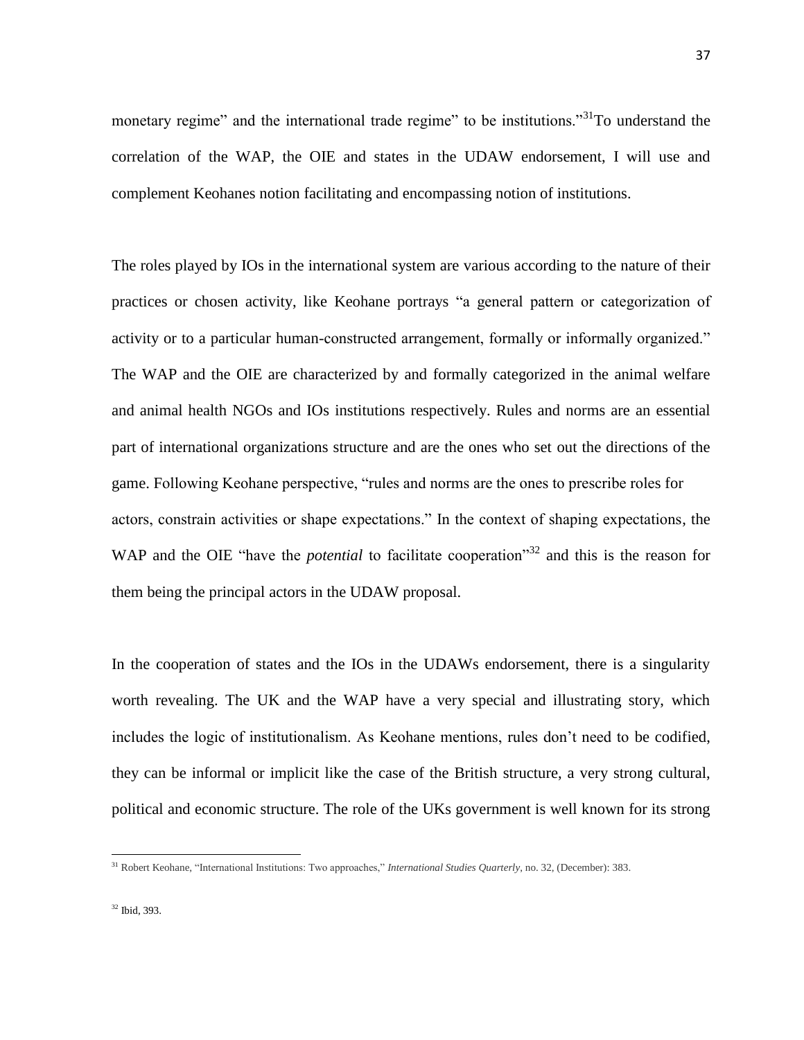monetary regime" and the international trade regime" to be institutions."[31]To understand the correlation of the WAP, the OIE and states in the UDAW endorsement, I will use and complement Keohanes notion facilitating and encompassing notion of institutions.

The roles played by IOs in the international system are various according to the nature of their practices or chosen activity, like Keohane portrays "a general pattern or categorization of activity or to a particular human-constructed arrangement, formally or informally organized." The WAP and the OIE are characterized by and formally categorized in the animal welfare and animal health NGOs and IOs institutions respectively. Rules and norms are an essential part of international organizations structure and are the ones who set out the directions of the game. Following Keohane perspective, "rules and norms are the ones to prescribe roles for actors, constrain activities or shape expectations." In the context of shaping expectations, the WAP and the OIE "have the *potential* to facilitate cooperation"[32] and this is the reason for them being the principal actors in the UDAW proposal.

In the cooperation of states and the IOs in the UDAWs endorsement, there is a singularity worth revealing. The UK and the WAP have a very special and illustrating story, which includes the logic of institutionalism. As Keohane mentions, rules don't need to be codified, they can be informal or implicit like the case of the British structure, a very strong cultural, political and economic structure. The role of the UKs government is well known for its strong

[31] Robert Keohane, "International Institutions: Two approaches," *International Studies Quarterly*, no. 32, (December): 383.

[32] Ibid, 393.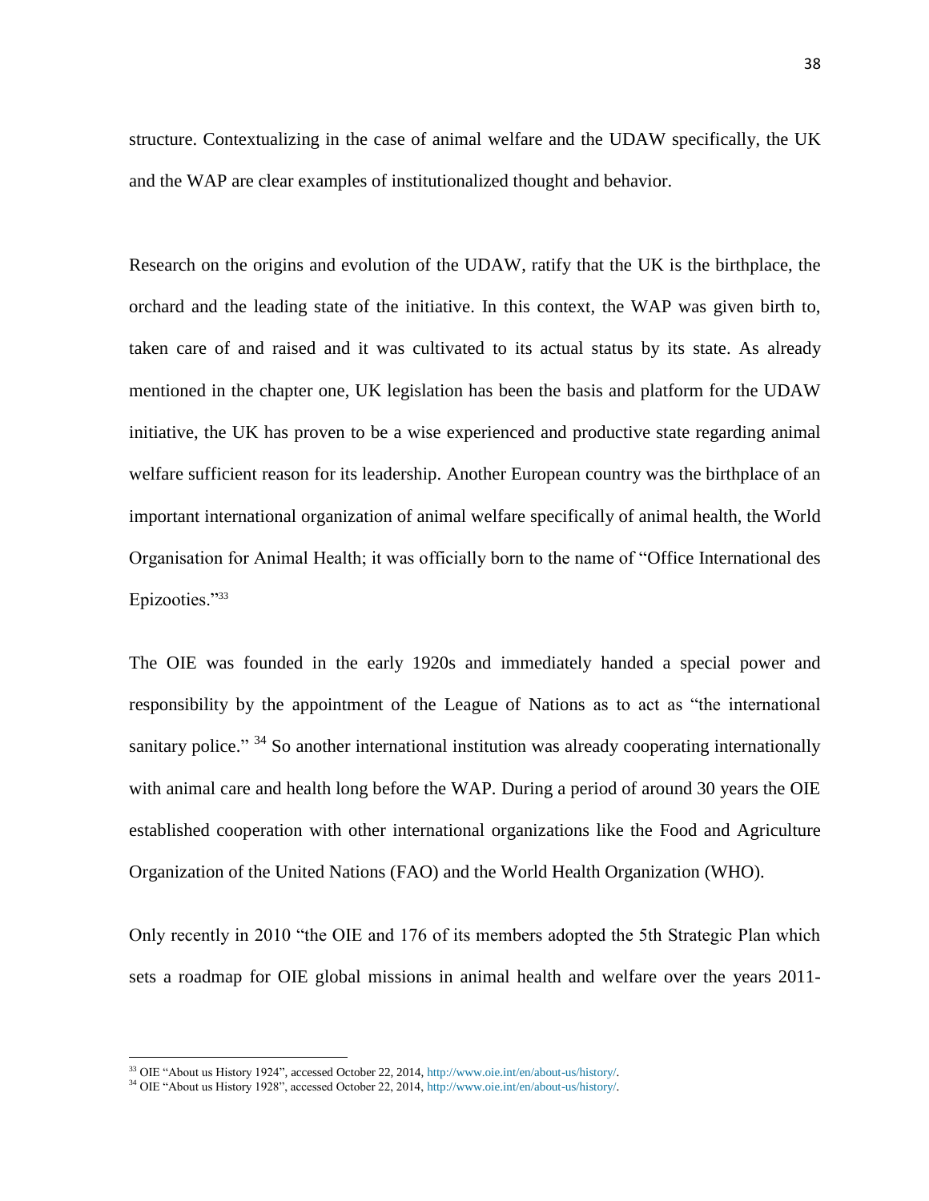structure. Contextualizing in the case of animal welfare and the UDAW specifically, the UK and the WAP are clear examples of institutionalized thought and behavior.

Research on the origins and evolution of the UDAW, ratify that the UK is the birthplace, the orchard and the leading state of the initiative. In this context, the WAP was given birth to, taken care of and raised and it was cultivated to its actual status by its state. As already mentioned in the chapter one, UK legislation has been the basis and platform for the UDAW initiative, the UK has proven to be a wise experienced and productive state regarding animal welfare sufficient reason for its leadership. Another European country was the birthplace of an important international organization of animal welfare specifically of animal health, the World Organisation for Animal Health; it was officially born to the name of "Office International des Epizooties."[33]

The OIE was founded in the early 1920s and immediately handed a special power and responsibility by the appointment of the League of Nations as to act as "the international sanitary police." [34] So another international institution was already cooperating internationally with animal care and health long before the WAP. During a period of around 30 years the OIE established cooperation with other international organizations like the Food and Agriculture Organization of the United Nations (FAO) and the World Health Organization (WHO).

Only recently in 2010 "the OIE and 176 of its members adopted the 5th Strategic Plan which sets a roadmap for OIE global missions in animal health and welfare over the years 2011-

---

[33] OIE "About us History 1924", accessed October 22, 2014, http://www.oie.int/en/about-us/history/.

[34] OIE "About us History 1928", accessed October 22, 2014, http://www.oie.int/en/about-us/history/.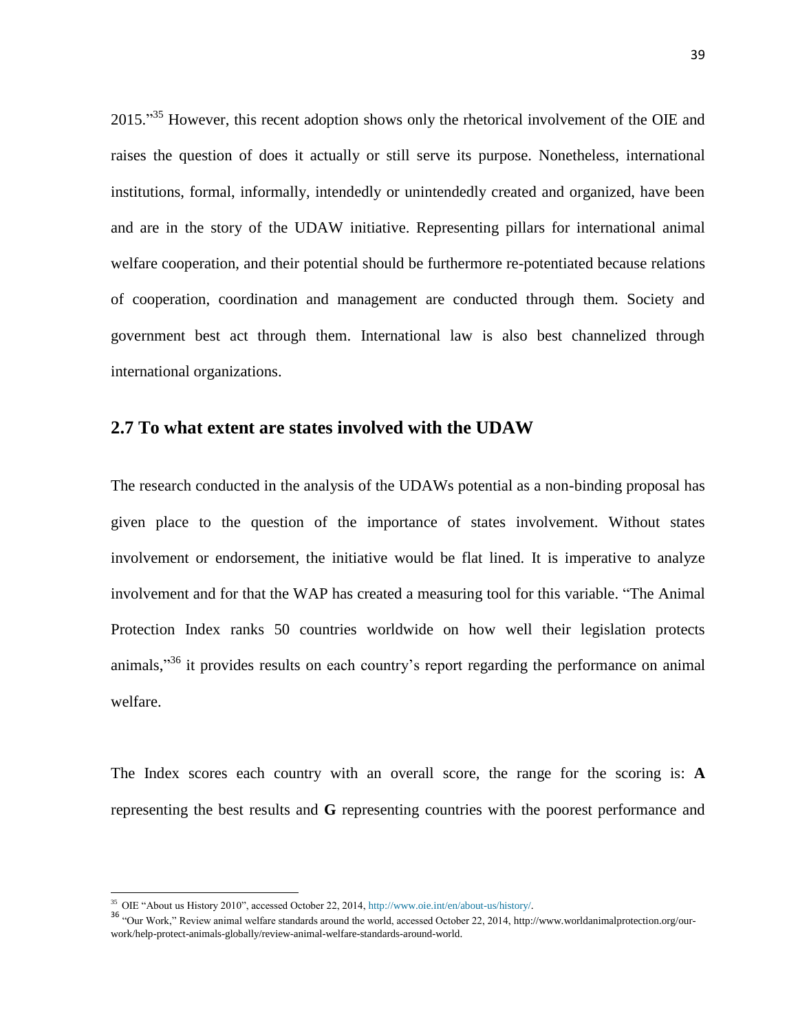2015."[35] However, this recent adoption shows only the rhetorical involvement of the OIE and raises the question of does it actually or still serve its purpose. Nonetheless, international institutions, formal, informally, intendedly or unintendedly created and organized, have been and are in the story of the UDAW initiative. Representing pillars for international animal welfare cooperation, and their potential should be furthermore re-potentiated because relations of cooperation, coordination and management are conducted through them. Society and government best act through them. International law is also best channelized through international organizations.

## 2.7 To what extent are states involved with the UDAW

The research conducted in the analysis of the UDAWs potential as a non-binding proposal has given place to the question of the importance of states involvement. Without states involvement or endorsement, the initiative would be flat lined. It is imperative to analyze involvement and for that the WAP has created a measuring tool for this variable. "The Animal Protection Index ranks 50 countries worldwide on how well their legislation protects animals,"[36] it provides results on each country's report regarding the performance on animal welfare.

The Index scores each country with an overall score, the range for the scoring is: **A** representing the best results and **G** representing countries with the poorest performance and

---

[35] OIE "About us History 2010", accessed October 22, 2014, http://www.oie.int/en/about-us/history/.

[36] "Our Work," Review animal welfare standards around the world, accessed October 22, 2014, http://www.worldanimalprotection.org/our-work/help-protect-animals-globally/review-animal-welfare-standards-around-world.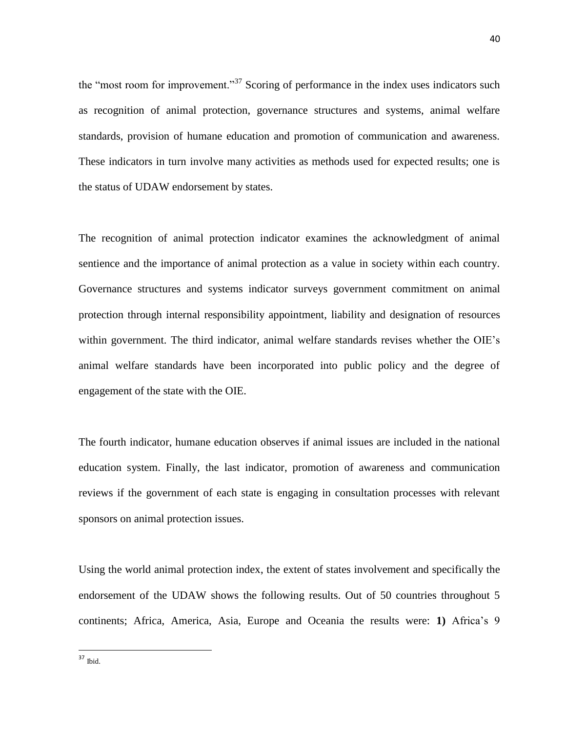the "most room for improvement."[37] Scoring of performance in the index uses indicators such as recognition of animal protection, governance structures and systems, animal welfare standards, provision of humane education and promotion of communication and awareness. These indicators in turn involve many activities as methods used for expected results; one is the status of UDAW endorsement by states.

The recognition of animal protection indicator examines the acknowledgment of animal sentience and the importance of animal protection as a value in society within each country. Governance structures and systems indicator surveys government commitment on animal protection through internal responsibility appointment, liability and designation of resources within government. The third indicator, animal welfare standards revises whether the OIE's animal welfare standards have been incorporated into public policy and the degree of engagement of the state with the OIE.

The fourth indicator, humane education observes if animal issues are included in the national education system. Finally, the last indicator, promotion of awareness and communication reviews if the government of each state is engaging in consultation processes with relevant sponsors on animal protection issues.

Using the world animal protection index, the extent of states involvement and specifically the endorsement of the UDAW shows the following results. Out of 50 countries throughout 5 continents; Africa, America, Asia, Europe and Oceania the results were: **1)** Africa's 9

[37] Ibid.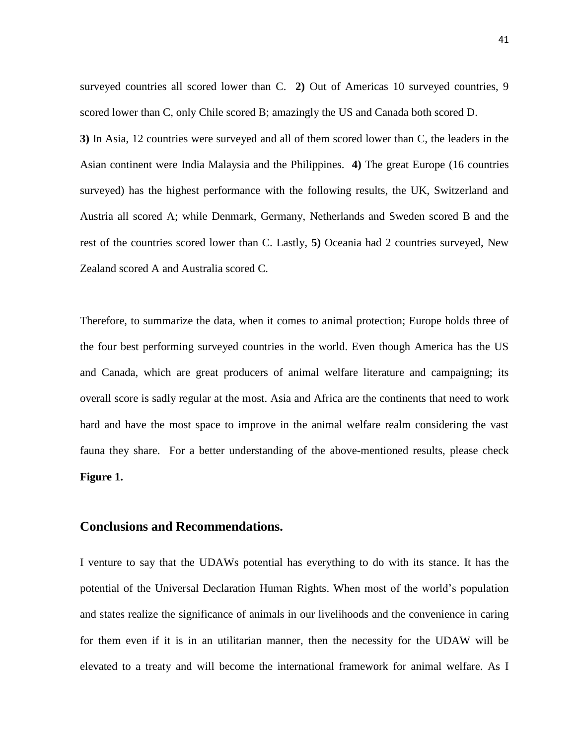surveyed countries all scored lower than C. **2)** Out of Americas 10 surveyed countries, 9 scored lower than C, only Chile scored B; amazingly the US and Canada both scored D.

**3)** In Asia, 12 countries were surveyed and all of them scored lower than C, the leaders in the Asian continent were India Malaysia and the Philippines. **4)** The great Europe (16 countries surveyed) has the highest performance with the following results, the UK, Switzerland and Austria all scored A; while Denmark, Germany, Netherlands and Sweden scored B and the rest of the countries scored lower than C. Lastly, **5)** Oceania had 2 countries surveyed, New Zealand scored A and Australia scored C.

Therefore, to summarize the data, when it comes to animal protection; Europe holds three of the four best performing surveyed countries in the world. Even though America has the US and Canada, which are great producers of animal welfare literature and campaigning; its overall score is sadly regular at the most. Asia and Africa are the continents that need to work hard and have the most space to improve in the animal welfare realm considering the vast fauna they share. For a better understanding of the above-mentioned results, please check **Figure 1.**

## Conclusions and Recommendations.

I venture to say that the UDAWs potential has everything to do with its stance. It has the potential of the Universal Declaration Human Rights. When most of the world's population and states realize the significance of animals in our livelihoods and the convenience in caring for them even if it is in an utilitarian manner, then the necessity for the UDAW will be elevated to a treaty and will become the international framework for animal welfare. As I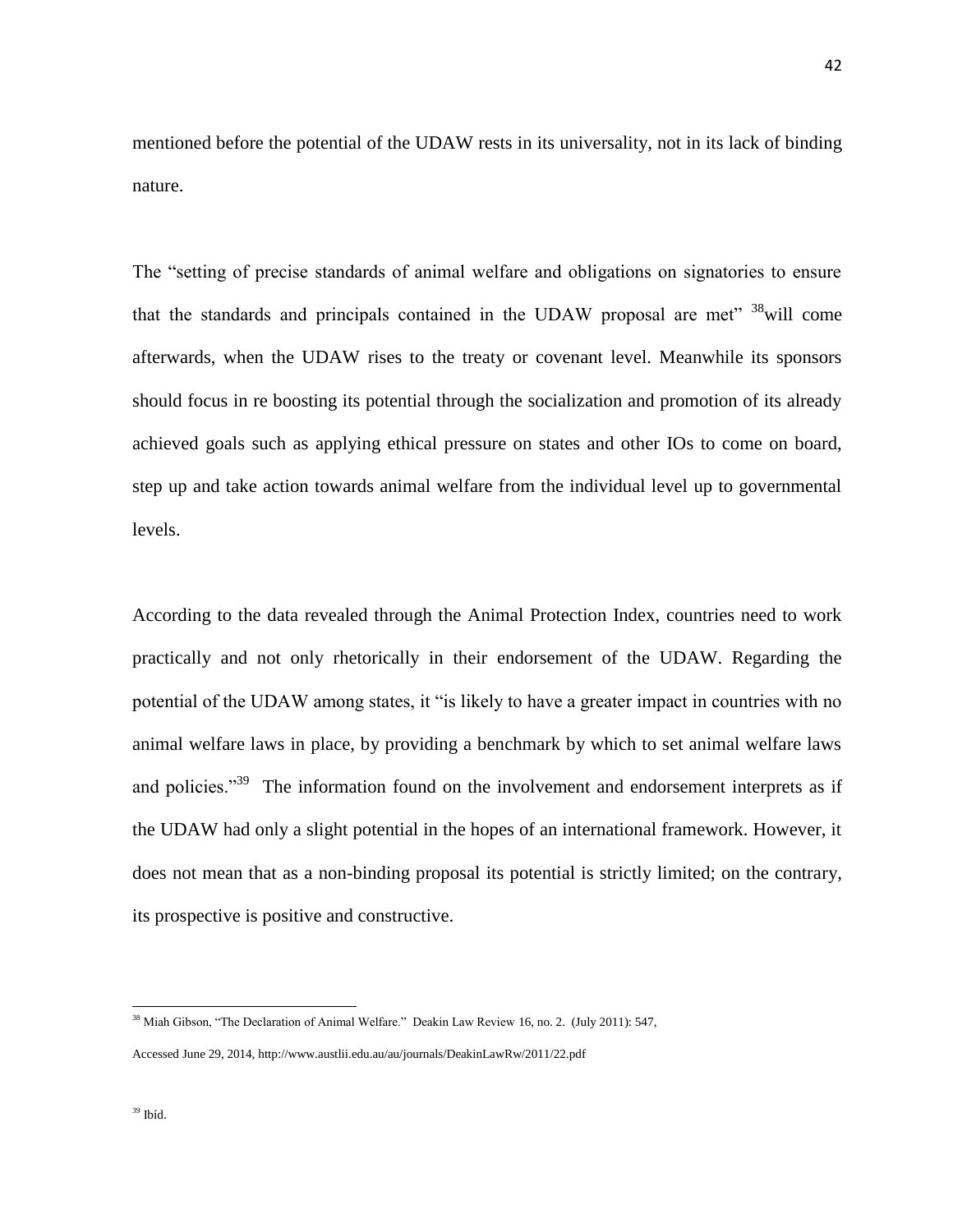mentioned before the potential of the UDAW rests in its universality, not in its lack of binding nature.

The "setting of precise standards of animal welfare and obligations on signatories to ensure that the standards and principals contained in the UDAW proposal are met" [38]will come afterwards, when the UDAW rises to the treaty or covenant level. Meanwhile its sponsors should focus in re boosting its potential through the socialization and promotion of its already achieved goals such as applying ethical pressure on states and other IOs to come on board, step up and take action towards animal welfare from the individual level up to governmental levels.

According to the data revealed through the Animal Protection Index, countries need to work practically and not only rhetorically in their endorsement of the UDAW. Regarding the potential of the UDAW among states, it "is likely to have a greater impact in countries with no animal welfare laws in place, by providing a benchmark by which to set animal welfare laws and policies."[39] The information found on the involvement and endorsement interprets as if the UDAW had only a slight potential in the hopes of an international framework. However, it does not mean that as a non-binding proposal its potential is strictly limited; on the contrary, its prospective is positive and constructive.

---

[38] Miah Gibson, "The Declaration of Animal Welfare." Deakin Law Review 16, no. 2. (July 2011): 547, Accessed June 29, 2014, http://www.austlii.edu.au/au/journals/DeakinLawRw/2011/22.pdf

[39] Ibíd.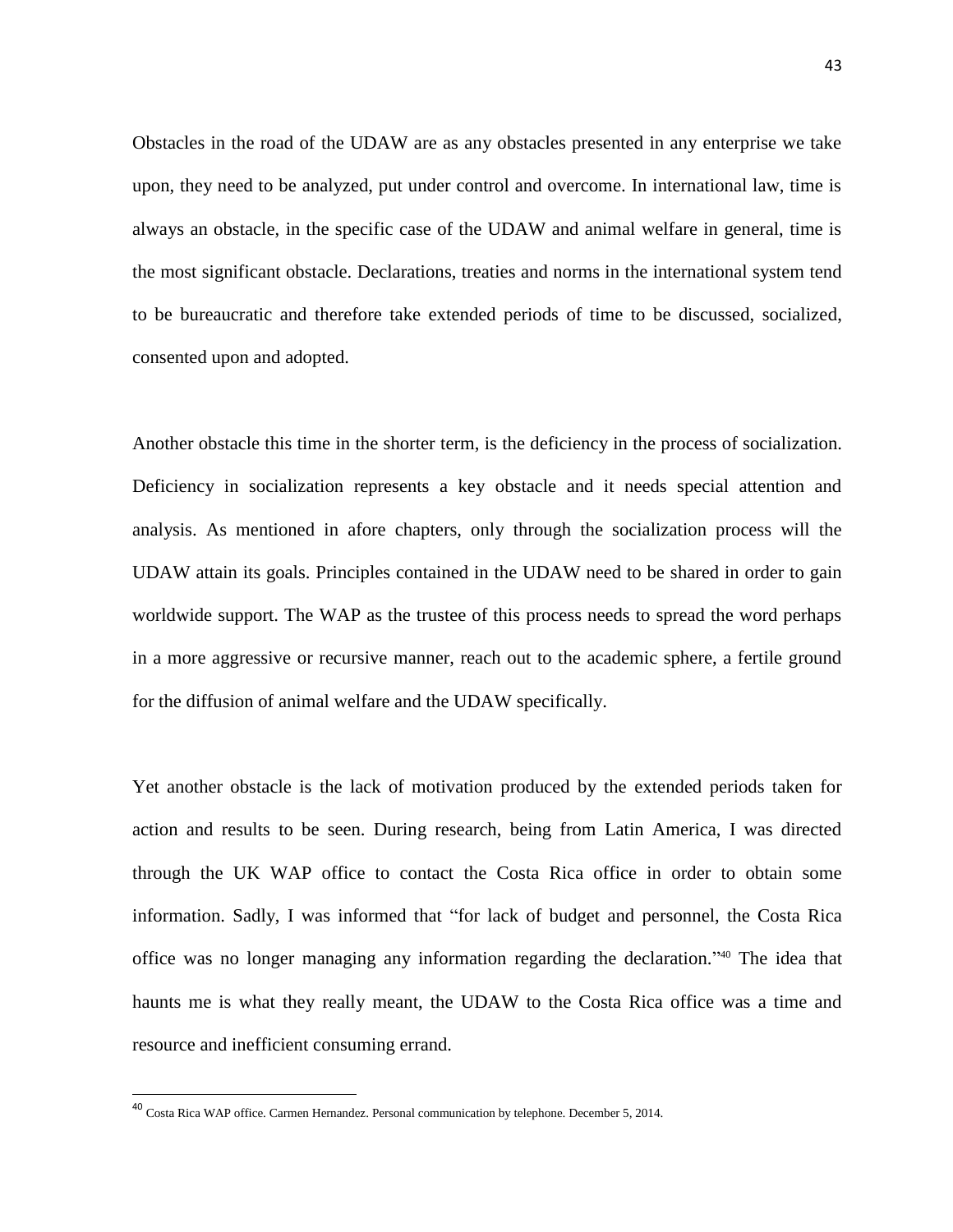Obstacles in the road of the UDAW are as any obstacles presented in any enterprise we take upon, they need to be analyzed, put under control and overcome. In international law, time is always an obstacle, in the specific case of the UDAW and animal welfare in general, time is the most significant obstacle. Declarations, treaties and norms in the international system tend to be bureaucratic and therefore take extended periods of time to be discussed, socialized, consented upon and adopted.

Another obstacle this time in the shorter term, is the deficiency in the process of socialization. Deficiency in socialization represents a key obstacle and it needs special attention and analysis. As mentioned in afore chapters, only through the socialization process will the UDAW attain its goals. Principles contained in the UDAW need to be shared in order to gain worldwide support. The WAP as the trustee of this process needs to spread the word perhaps in a more aggressive or recursive manner, reach out to the academic sphere, a fertile ground for the diffusion of animal welfare and the UDAW specifically.

Yet another obstacle is the lack of motivation produced by the extended periods taken for action and results to be seen. During research, being from Latin America, I was directed through the UK WAP office to contact the Costa Rica office in order to obtain some information. Sadly, I was informed that "for lack of budget and personnel, the Costa Rica office was no longer managing any information regarding the declaration."[40] The idea that haunts me is what they really meant, the UDAW to the Costa Rica office was a time and resource and inefficient consuming errand.

---

[40] Costa Rica WAP office. Carmen Hernandez. Personal communication by telephone. December 5, 2014.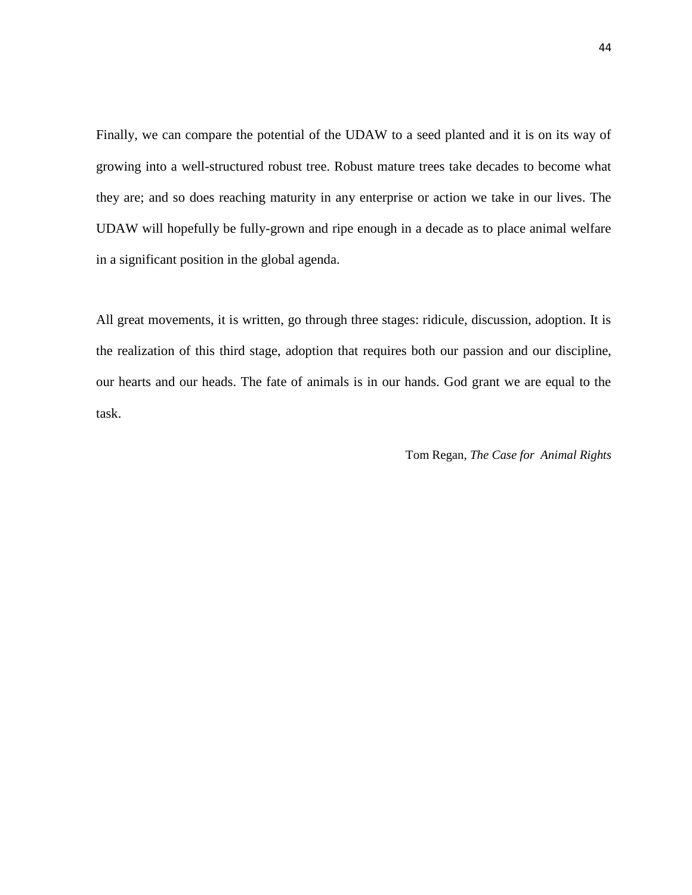Finally, we can compare the potential of the UDAW to a seed planted and it is on its way of growing into a well-structured robust tree. Robust mature trees take decades to become what they are; and so does reaching maturity in any enterprise or action we take in our lives. The UDAW will hopefully be fully-grown and ripe enough in a decade as to place animal welfare in a significant position in the global agenda.

All great movements, it is written, go through three stages: ridicule, discussion, adoption. It is the realization of this third stage, adoption that requires both our passion and our discipline, our hearts and our heads. The fate of animals is in our hands. God grant we are equal to the task.

Tom Regan, *The Case for Animal Rights*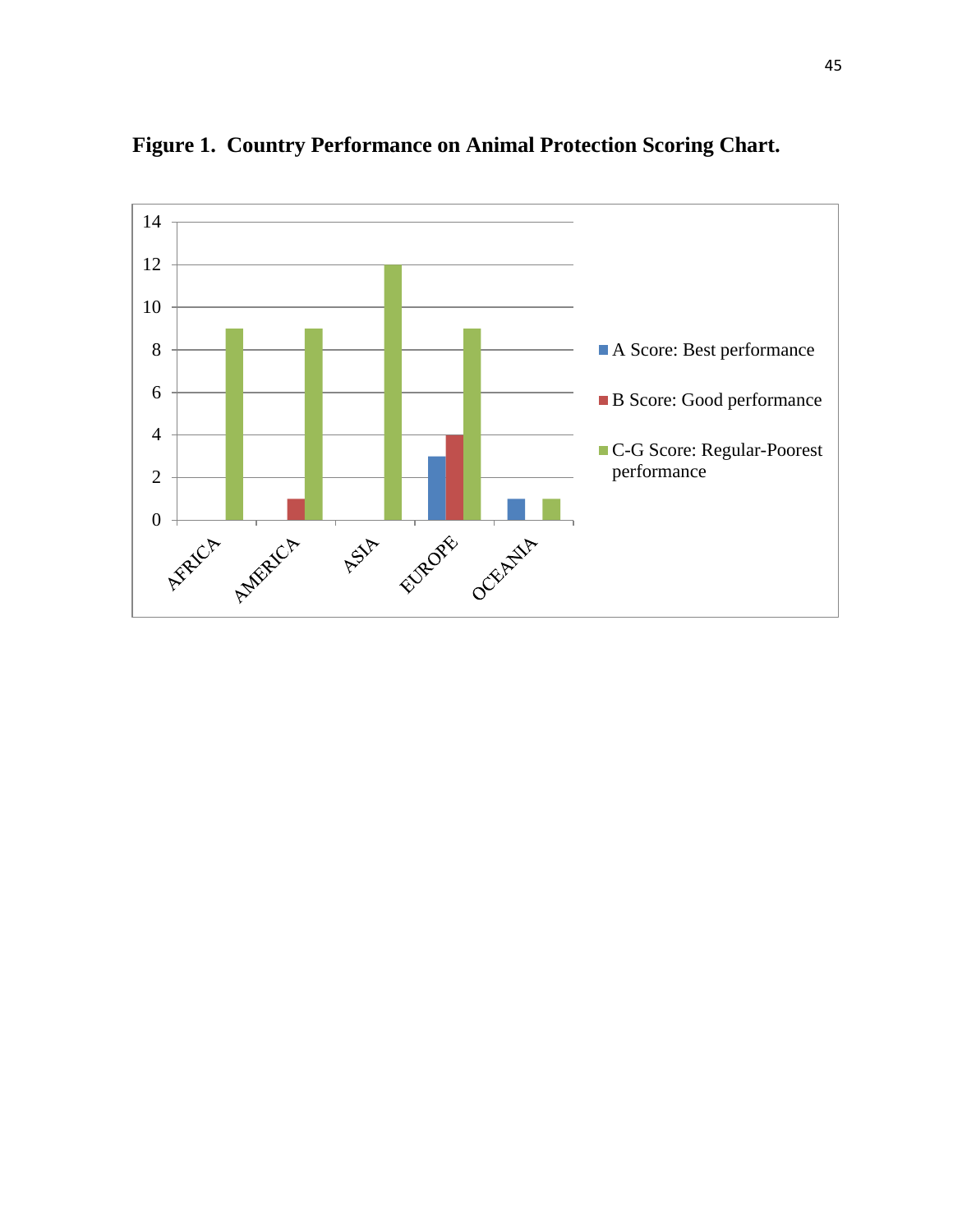**Figure 1. Country Performance on Animal Protection Scoring Chart.**

| | A Score: Best performance | B Score: Good performance | C-G Score: Regular-Poorest performance |
|---|---|---|---|
| AFRICA | 0 | 0 | 9 |
| AMERICA | 0 | 1 | 9 |
| ASIA | 0 | 0 | 12 |
| EUROPE | 3 | 4 | 9 |
| OCEANIA | 1 | 0 | 1 |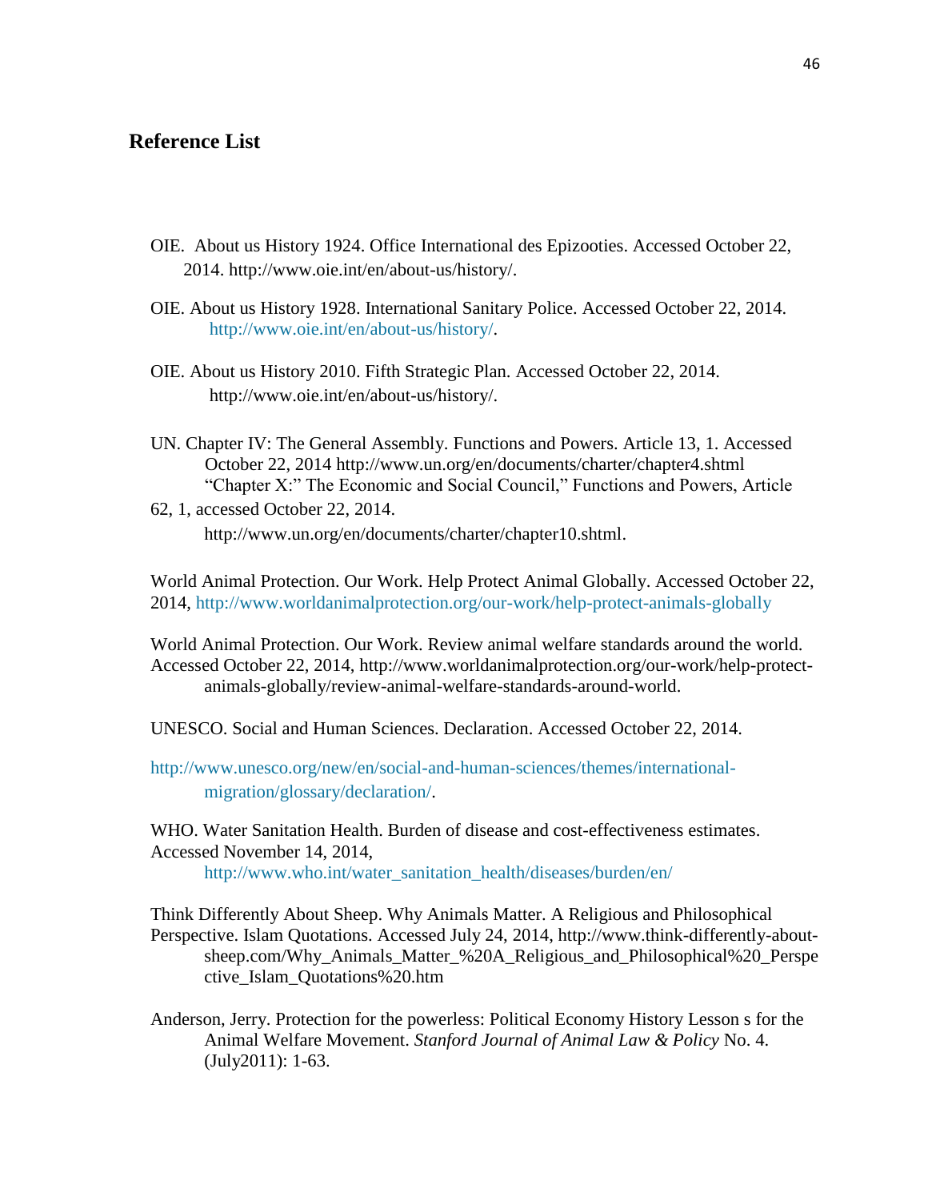## Reference List

OIE. About us History 1924. Office International des Epizooties. Accessed October 22, 2014. http://www.oie.int/en/about-us/history/.

OIE. About us History 1928. International Sanitary Police. Accessed October 22, 2014. http://www.oie.int/en/about-us/history/.

OIE. About us History 2010. Fifth Strategic Plan. Accessed October 22, 2014. http://www.oie.int/en/about-us/history/.

UN. Chapter IV: The General Assembly. Functions and Powers. Article 13, 1. Accessed October 22, 2014 http://www.un.org/en/documents/charter/chapter4.shtml "Chapter X:" The Economic and Social Council," Functions and Powers, Article 62, 1, accessed October 22, 2014. http://www.un.org/en/documents/charter/chapter10.shtml.

World Animal Protection. Our Work. Help Protect Animal Globally. Accessed October 22, 2014, http://www.worldanimalprotection.org/our-work/help-protect-animals-globally

World Animal Protection. Our Work. Review animal welfare standards around the world. Accessed October 22, 2014, http://www.worldanimalprotection.org/our-work/help-protect-animals-globally/review-animal-welfare-standards-around-world.

UNESCO. Social and Human Sciences. Declaration. Accessed October 22, 2014.

http://www.unesco.org/new/en/social-and-human-sciences/themes/international-migration/glossary/declaration/.

WHO. Water Sanitation Health. Burden of disease and cost-effectiveness estimates. Accessed November 14, 2014, http://www.who.int/water_sanitation_health/diseases/burden/en/

Think Differently About Sheep. Why Animals Matter. A Religious and Philosophical Perspective. Islam Quotations. Accessed July 24, 2014, http://www.think-differently-about-sheep.com/Why_Animals_Matter_%20A_Religious_and_Philosophical%20_Perspective_Islam_Quotations%20.htm

Anderson, Jerry. Protection for the powerless: Political Economy History Lesson s for the Animal Welfare Movement. *Stanford Journal of Animal Law & Policy* No. 4. (July2011): 1-63.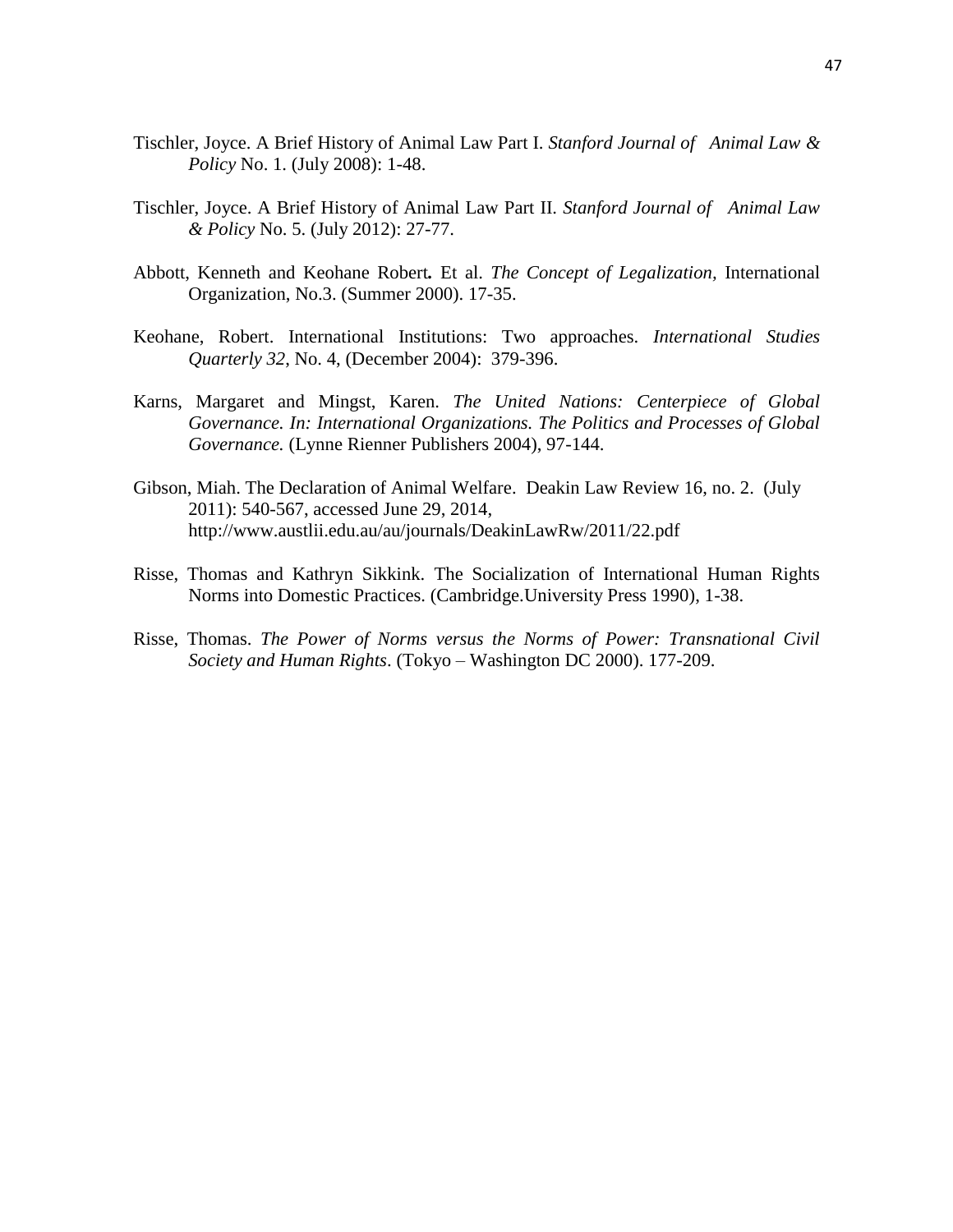Tischler, Joyce. A Brief History of Animal Law Part I. *Stanford Journal of Animal Law & Policy* No. 1. (July 2008): 1-48.

Tischler, Joyce. A Brief History of Animal Law Part II. *Stanford Journal of Animal Law & Policy* No. 5. (July 2012): 27-77.

Abbott, Kenneth and Keohane Robert**.** Et al. *The Concept of Legalization,* International Organization, No.3. (Summer 2000). 17-35.

Keohane, Robert. International Institutions: Two approaches. *International Studies Quarterly 32*, No. 4, (December 2004): 379-396.

Karns, Margaret and Mingst, Karen. *The United Nations: Centerpiece of Global Governance. In: International Organizations. The Politics and Processes of Global Governance.* (Lynne Rienner Publishers 2004), 97-144.

Gibson, Miah. The Declaration of Animal Welfare. Deakin Law Review 16, no. 2. (July 2011): 540-567, accessed June 29, 2014, http://www.austlii.edu.au/au/journals/DeakinLawRw/2011/22.pdf

Risse, Thomas and Kathryn Sikkink. The Socialization of International Human Rights Norms into Domestic Practices. (Cambridge.University Press 1990), 1-38.

Risse, Thomas. *The Power of Norms versus the Norms of Power: Transnational Civil Society and Human Rights*. (Tokyo – Washington DC 2000). 177-209.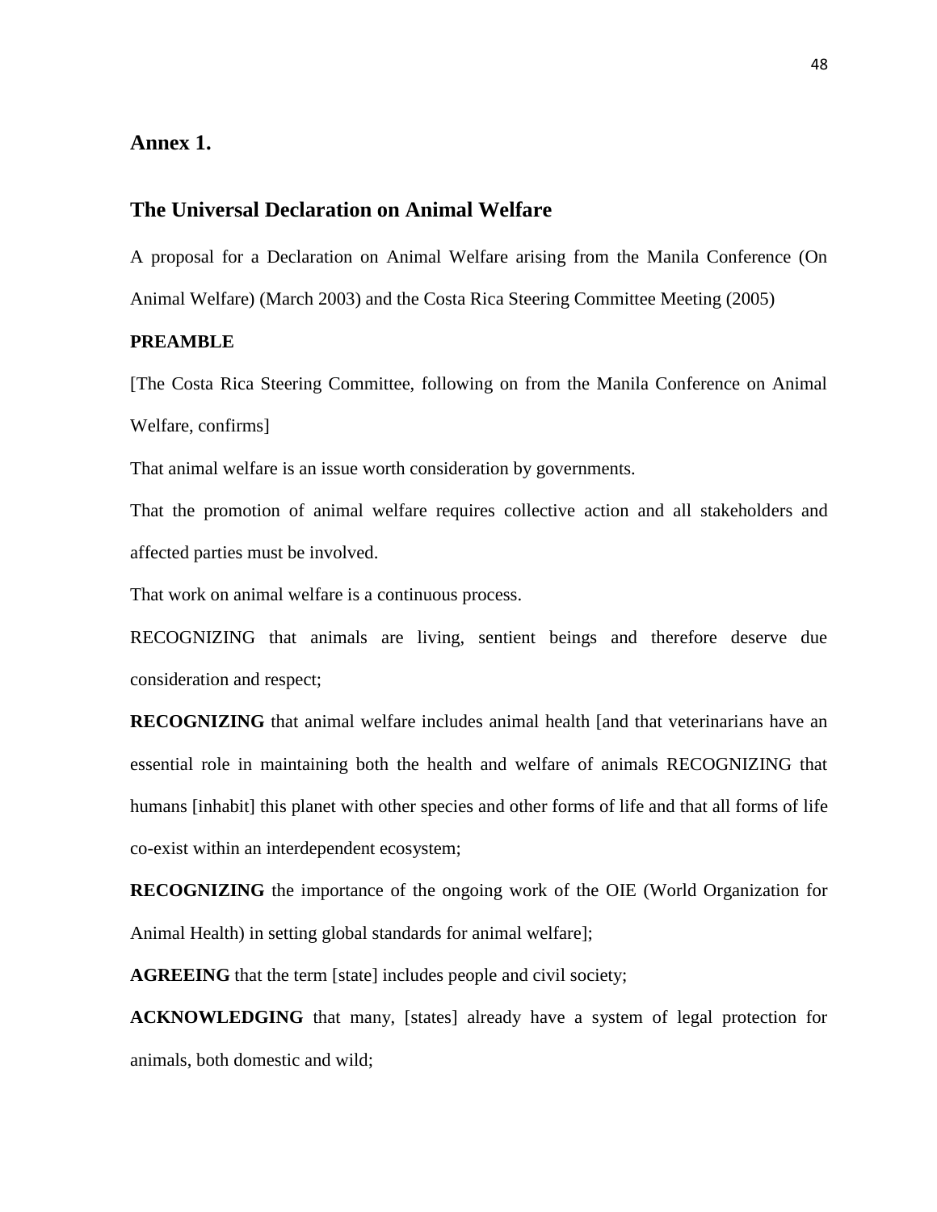## Annex 1.

## The Universal Declaration on Animal Welfare

A proposal for a Declaration on Animal Welfare arising from the Manila Conference (On Animal Welfare) (March 2003) and the Costa Rica Steering Committee Meeting (2005)

**PREAMBLE**

[The Costa Rica Steering Committee, following on from the Manila Conference on Animal Welfare, confirms]

That animal welfare is an issue worth consideration by governments.

That the promotion of animal welfare requires collective action and all stakeholders and affected parties must be involved.

That work on animal welfare is a continuous process.

RECOGNIZING that animals are living, sentient beings and therefore deserve due consideration and respect;

**RECOGNIZING** that animal welfare includes animal health [and that veterinarians have an essential role in maintaining both the health and welfare of animals RECOGNIZING that humans [inhabit] this planet with other species and other forms of life and that all forms of life co-exist within an interdependent ecosystem;

**RECOGNIZING** the importance of the ongoing work of the OIE (World Organization for Animal Health) in setting global standards for animal welfare];

**AGREEING** that the term [state] includes people and civil society;

**ACKNOWLEDGING** that many, [states] already have a system of legal protection for animals, both domestic and wild;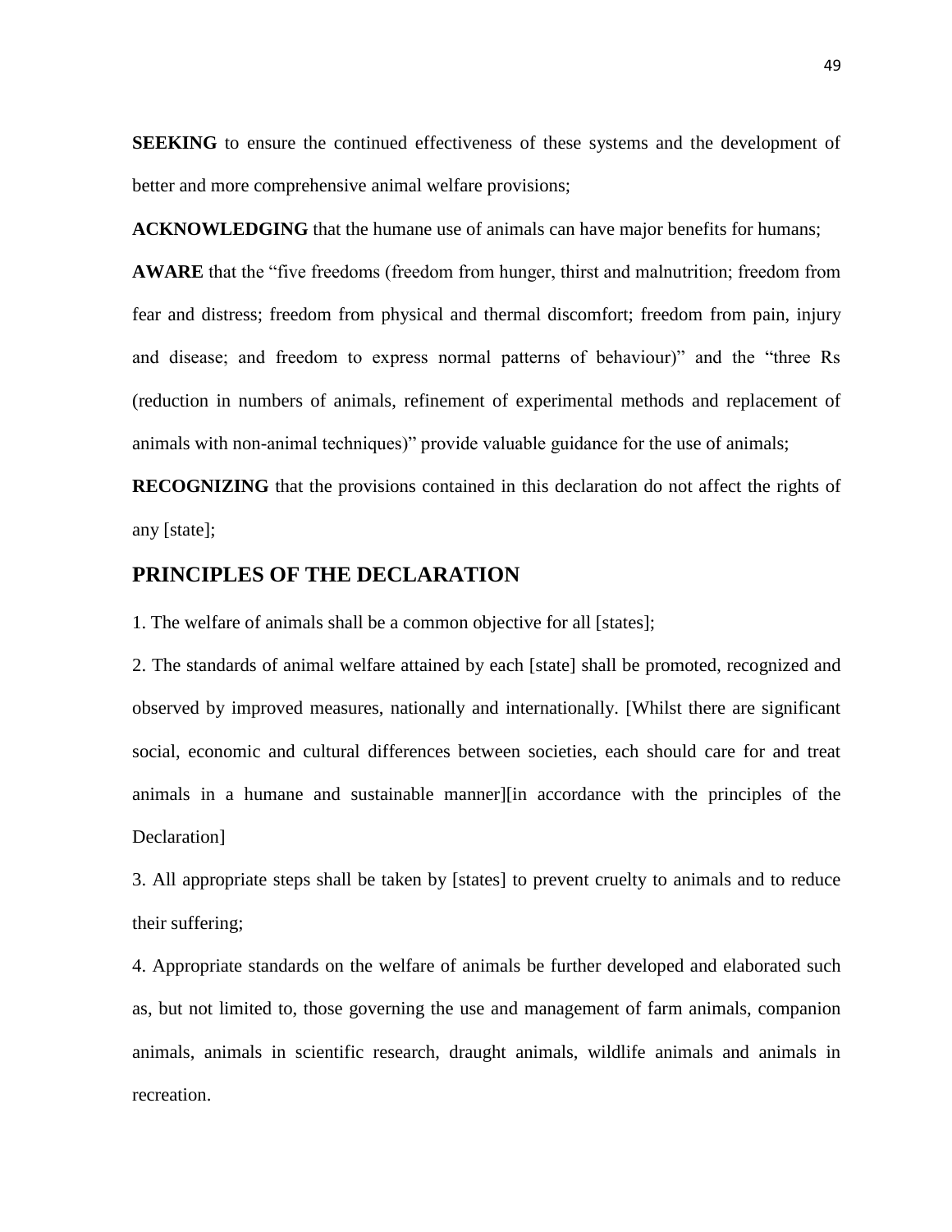**SEEKING** to ensure the continued effectiveness of these systems and the development of better and more comprehensive animal welfare provisions;

**ACKNOWLEDGING** that the humane use of animals can have major benefits for humans;

**AWARE** that the "five freedoms (freedom from hunger, thirst and malnutrition; freedom from fear and distress; freedom from physical and thermal discomfort; freedom from pain, injury and disease; and freedom to express normal patterns of behaviour)" and the "three Rs (reduction in numbers of animals, refinement of experimental methods and replacement of animals with non-animal techniques)" provide valuable guidance for the use of animals;

**RECOGNIZING** that the provisions contained in this declaration do not affect the rights of any [state];

## PRINCIPLES OF THE DECLARATION

1. The welfare of animals shall be a common objective for all [states];

2. The standards of animal welfare attained by each [state] shall be promoted, recognized and observed by improved measures, nationally and internationally. [Whilst there are significant social, economic and cultural differences between societies, each should care for and treat animals in a humane and sustainable manner][in accordance with the principles of the Declaration]

3. All appropriate steps shall be taken by [states] to prevent cruelty to animals and to reduce their suffering;

4. Appropriate standards on the welfare of animals be further developed and elaborated such as, but not limited to, those governing the use and management of farm animals, companion animals, animals in scientific research, draught animals, wildlife animals and animals in recreation.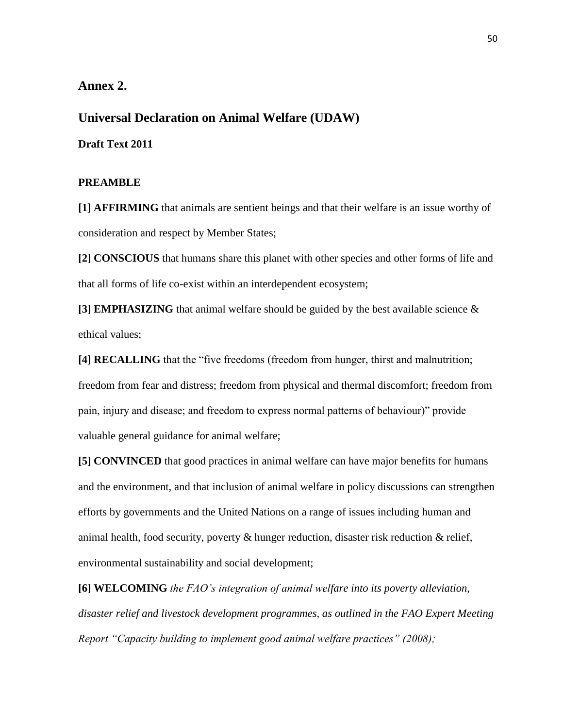## Annex 2.

## Universal Declaration on Animal Welfare (UDAW)

**Draft Text 2011**

**PREAMBLE**

**[1] AFFIRMING** that animals are sentient beings and that their welfare is an issue worthy of consideration and respect by Member States;

**[2] CONSCIOUS** that humans share this planet with other species and other forms of life and that all forms of life co-exist within an interdependent ecosystem;

**[3] EMPHASIZING** that animal welfare should be guided by the best available science & ethical values;

**[4] RECALLING** that the "five freedoms (freedom from hunger, thirst and malnutrition; freedom from fear and distress; freedom from physical and thermal discomfort; freedom from pain, injury and disease; and freedom to express normal patterns of behaviour)" provide valuable general guidance for animal welfare;

**[5] CONVINCED** that good practices in animal welfare can have major benefits for humans and the environment, and that inclusion of animal welfare in policy discussions can strengthen efforts by governments and the United Nations on a range of issues including human and animal health, food security, poverty & hunger reduction, disaster risk reduction & relief, environmental sustainability and social development;

**[6] WELCOMING** *the FAO's integration of animal welfare into its poverty alleviation, disaster relief and livestock development programmes, as outlined in the FAO Expert Meeting Report "Capacity building to implement good animal welfare practices" (2008);*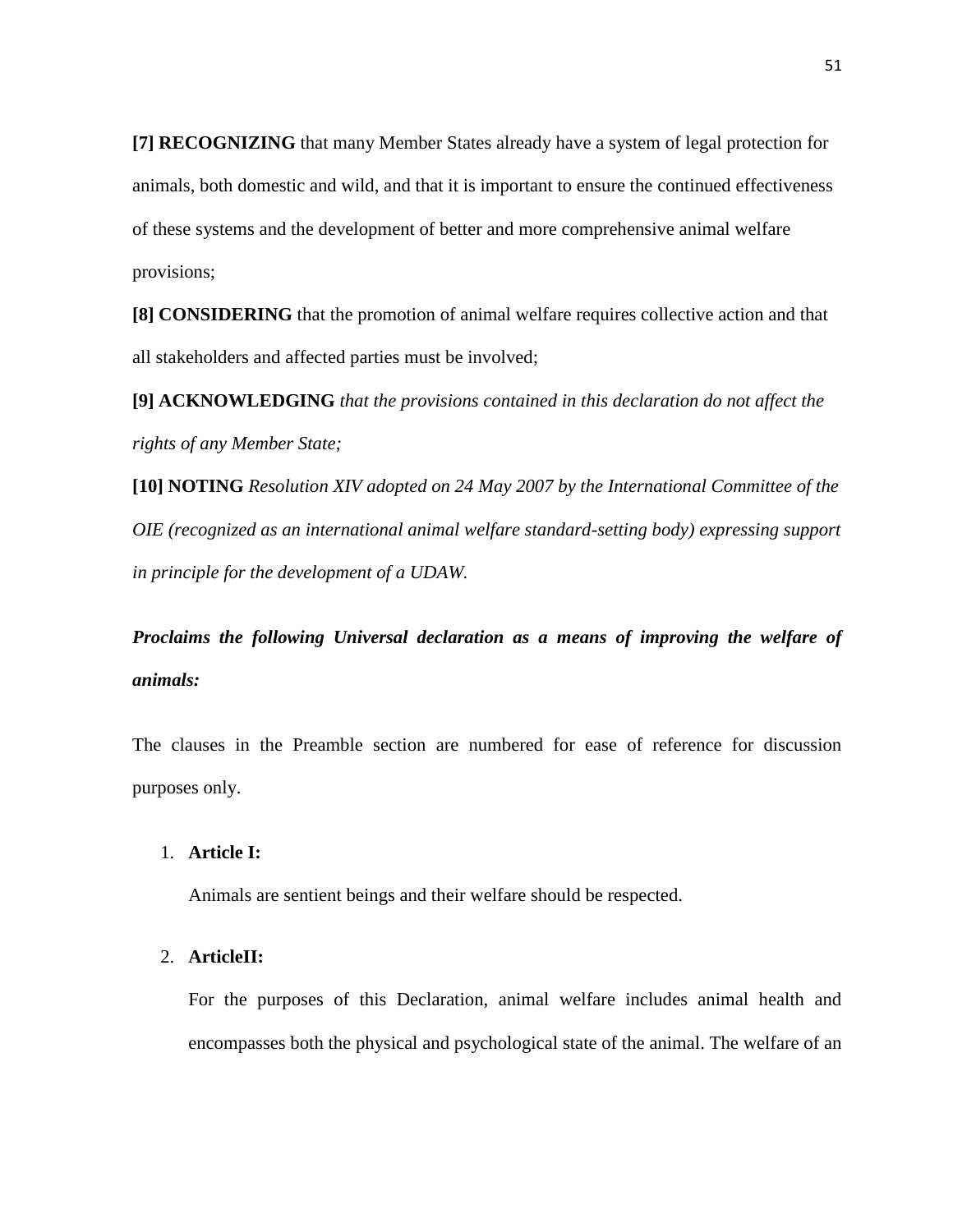**[7] RECOGNIZING** that many Member States already have a system of legal protection for animals, both domestic and wild, and that it is important to ensure the continued effectiveness of these systems and the development of better and more comprehensive animal welfare provisions;

**[8] CONSIDERING** that the promotion of animal welfare requires collective action and that all stakeholders and affected parties must be involved;

**[9] ACKNOWLEDGING** *that the provisions contained in this declaration do not affect the rights of any Member State;*

**[10] NOTING** *Resolution XIV adopted on 24 May 2007 by the International Committee of the OIE (recognized as an international animal welfare standard-setting body) expressing support in principle for the development of a UDAW.*

***Proclaims the following Universal declaration as a means of improving the welfare of animals:***

The clauses in the Preamble section are numbered for ease of reference for discussion purposes only.

1. **Article I:**

   Animals are sentient beings and their welfare should be respected.

2. **ArticleII:**

   For the purposes of this Declaration, animal welfare includes animal health and encompasses both the physical and psychological state of the animal. The welfare of an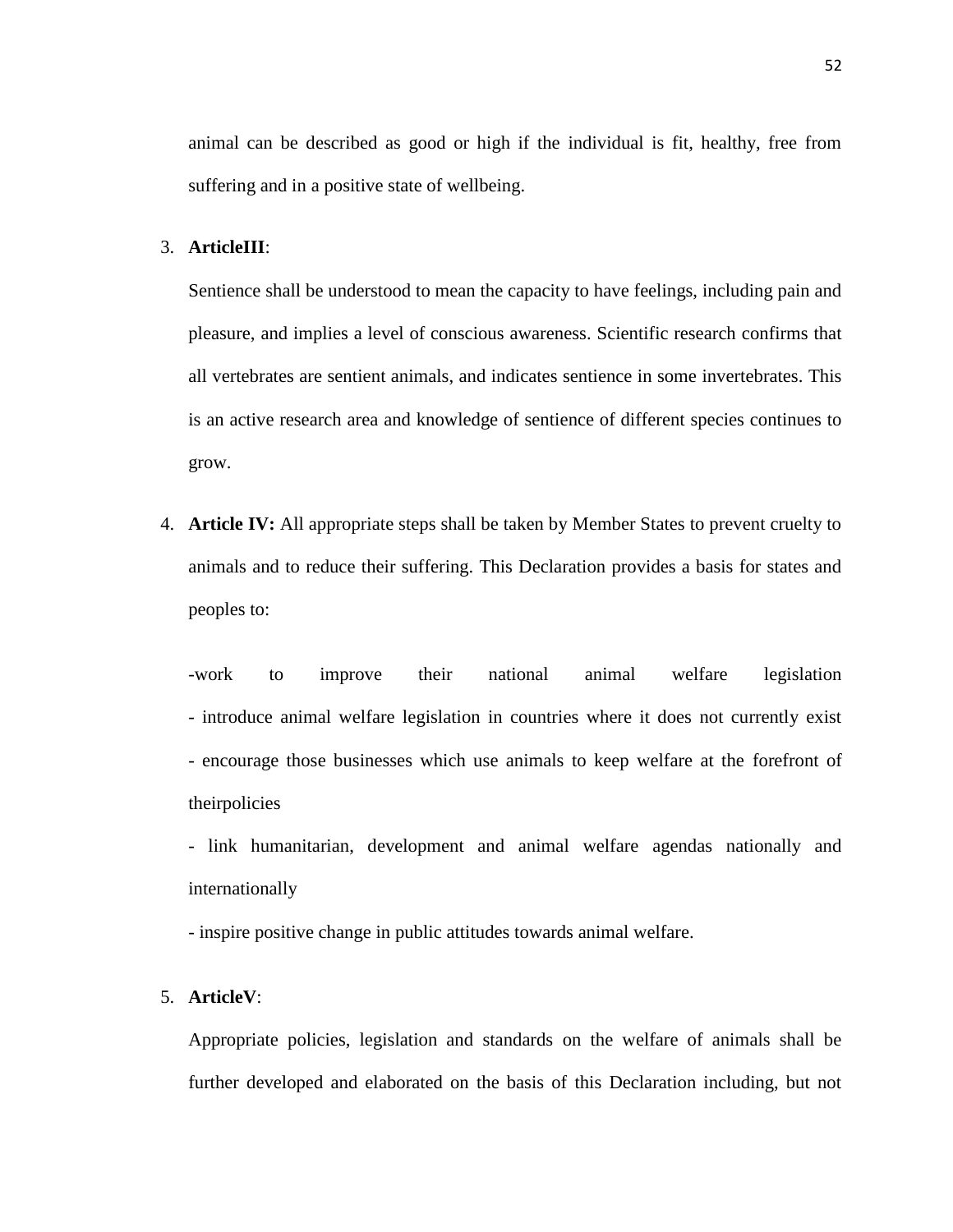animal can be described as good or high if the individual is fit, healthy, free from suffering and in a positive state of wellbeing.

3. **ArticleIII**:

   Sentience shall be understood to mean the capacity to have feelings, including pain and pleasure, and implies a level of conscious awareness. Scientific research confirms that all vertebrates are sentient animals, and indicates sentience in some invertebrates. This is an active research area and knowledge of sentience of different species continues to grow.

4. **Article IV:** All appropriate steps shall be taken by Member States to prevent cruelty to animals and to reduce their suffering. This Declaration provides a basis for states and peoples to:

   -work to improve their national animal welfare legislation
   - introduce animal welfare legislation in countries where it does not currently exist
   - encourage those businesses which use animals to keep welfare at the forefront of theirpolicies
   - link humanitarian, development and animal welfare agendas nationally and internationally
   - inspire positive change in public attitudes towards animal welfare.

5. **ArticleV**:

   Appropriate policies, legislation and standards on the welfare of animals shall be further developed and elaborated on the basis of this Declaration including, but not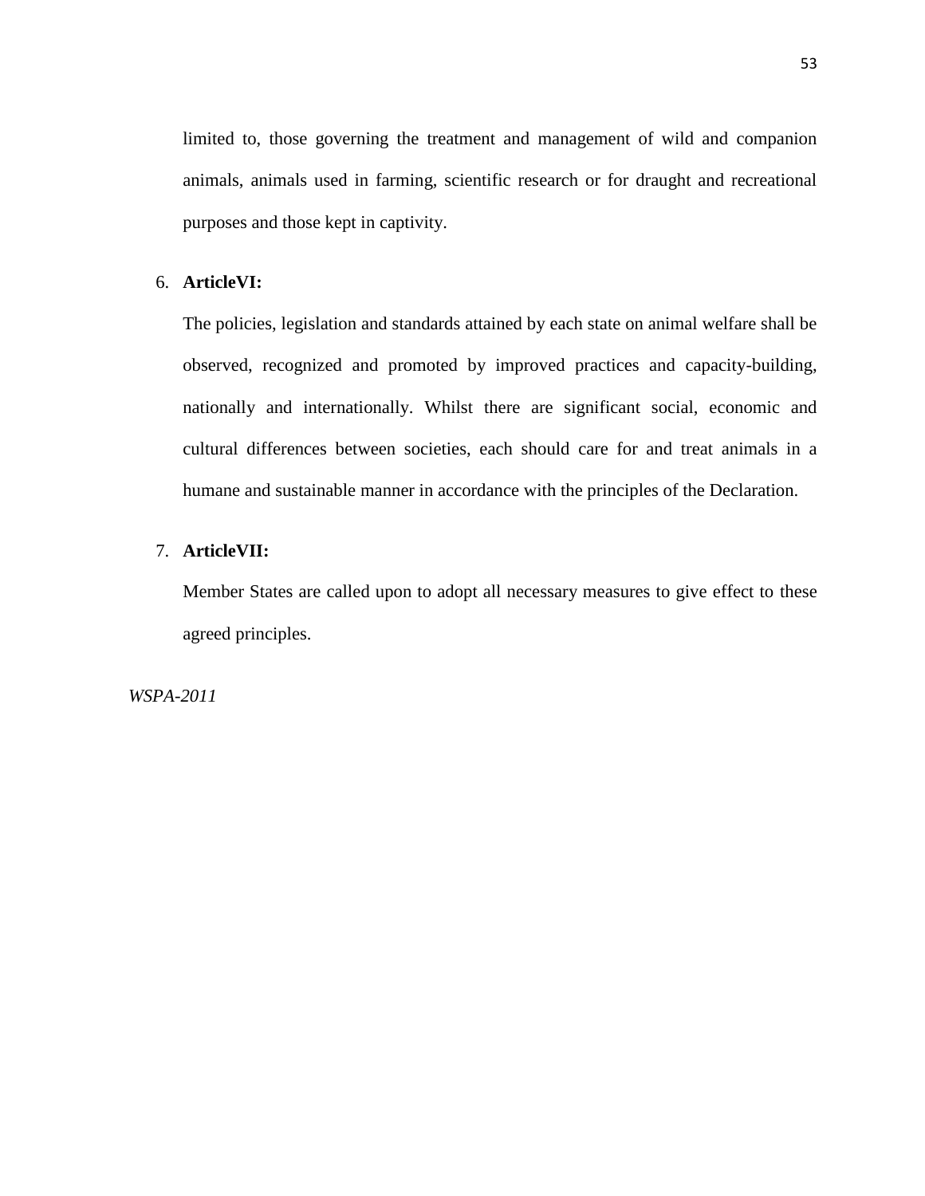limited to, those governing the treatment and management of wild and companion animals, animals used in farming, scientific research or for draught and recreational purposes and those kept in captivity.

6. **ArticleVI:**

   The policies, legislation and standards attained by each state on animal welfare shall be observed, recognized and promoted by improved practices and capacity-building, nationally and internationally. Whilst there are significant social, economic and cultural differences between societies, each should care for and treat animals in a humane and sustainable manner in accordance with the principles of the Declaration.

7. **ArticleVII:**

   Member States are called upon to adopt all necessary measures to give effect to these agreed principles.

*WSPA-2011*